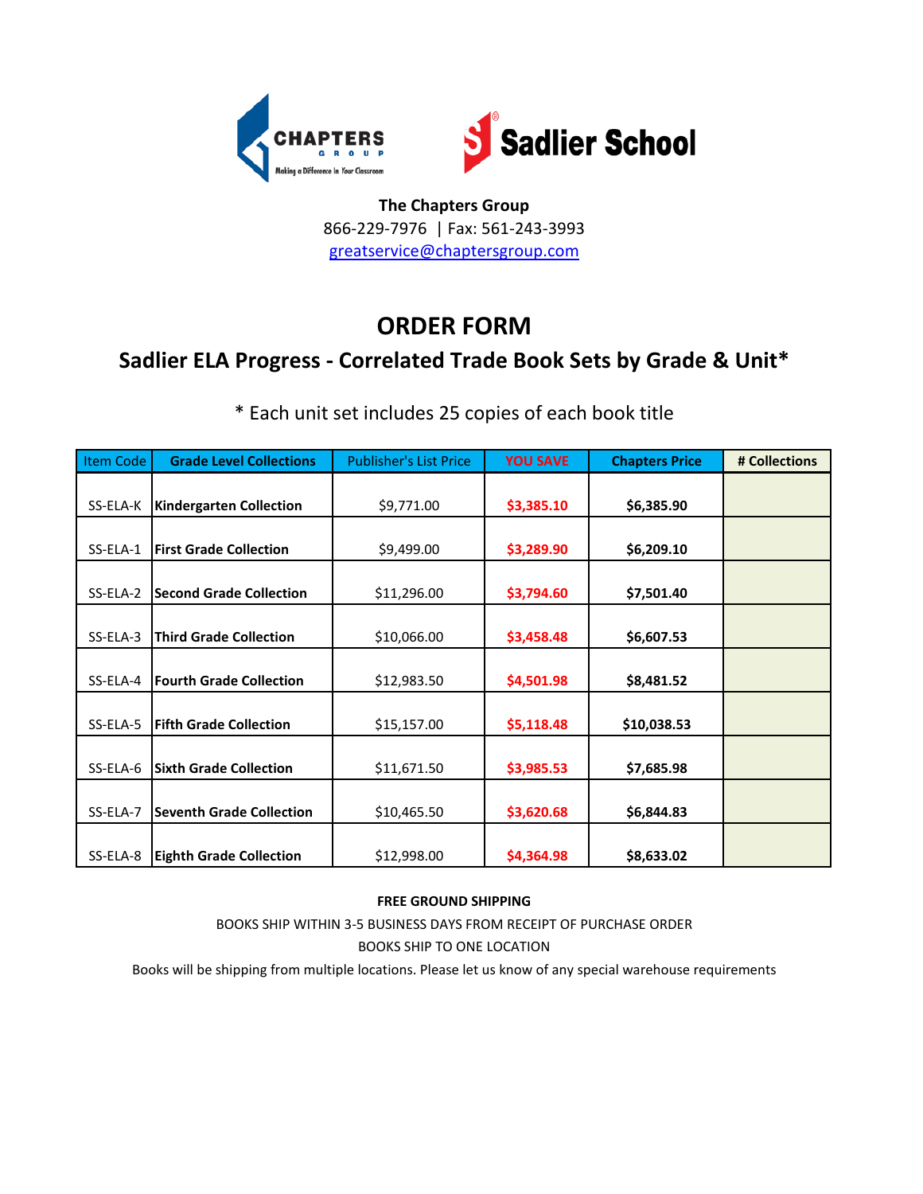**The Chapters Group**
866-229-7976 | Fax: 561-243-3993
greatservice@chaptersgroup.com

# ORDER FORM

## Sadlier ELA Progress - Correlated Trade Book Sets by Grade & Unit*

* Each unit set includes 25 copies of each book title

| Item Code | Grade Level Collections | Publisher's List Price | YOU SAVE | Chapters Price | # Collections |
|---|---|---|---|---|---|
| SS-ELA-K | **Kindergarten Collection** | $9,771.00 | **$3,385.10** | **$6,385.90** | |
| SS-ELA-1 | **First Grade Collection** | $9,499.00 | **$3,289.90** | **$6,209.10** | |
| SS-ELA-2 | **Second Grade Collection** | $11,296.00 | **$3,794.60** | **$7,501.40** | |
| SS-ELA-3 | **Third Grade Collection** | $10,066.00 | **$3,458.48** | **$6,607.53** | |
| SS-ELA-4 | **Fourth Grade Collection** | $12,983.50 | **$4,501.98** | **$8,481.52** | |
| SS-ELA-5 | **Fifth Grade Collection** | $15,157.00 | **$5,118.48** | **$10,038.53** | |
| SS-ELA-6 | **Sixth Grade Collection** | $11,671.50 | **$3,985.53** | **$7,685.98** | |
| SS-ELA-7 | **Seventh Grade Collection** | $10,465.50 | **$3,620.68** | **$6,844.83** | |
| SS-ELA-8 | **Eighth Grade Collection** | $12,998.00 | **$4,364.98** | **$8,633.02** | |

**FREE GROUND SHIPPING**

BOOKS SHIP WITHIN 3-5 BUSINESS DAYS FROM RECEIPT OF PURCHASE ORDER

BOOKS SHIP TO ONE LOCATION

Books will be shipping from multiple locations. Please let us know of any special warehouse requirements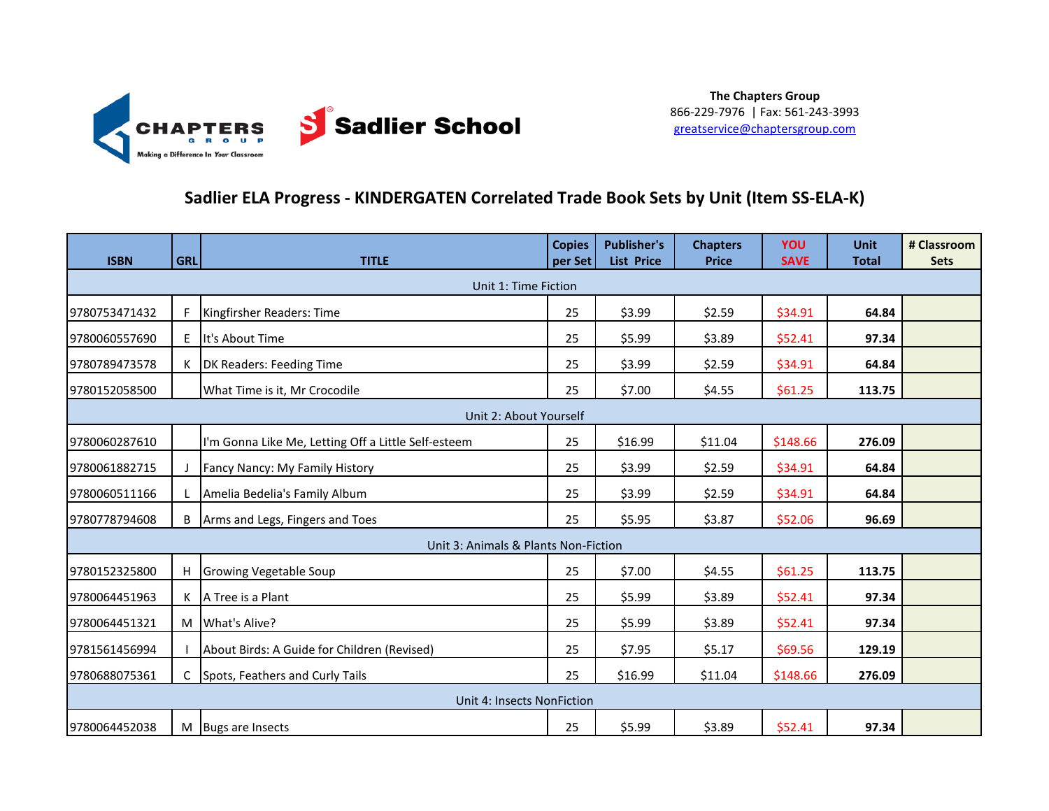The Chapters Group
866-229-7976 | Fax: 561-243-3993
greatservice@chaptersgroup.com

## Sadlier ELA Progress - KINDERGATEN Correlated Trade Book Sets by Unit (Item SS-ELA-K)

| ISBN | GRL | TITLE | Copies per Set | Publisher's List Price | Chapters Price | YOU SAVE | Unit Total | # Classroom Sets |
|---|---|---|---|---|---|---|---|---|
| Unit 1: Time Fiction | | | | | | | | |
| 9780753471432 | F | Kingfirsher Readers: Time | 25 | $3.99 | $2.59 | $34.91 | 64.84 | |
| 9780060557690 | E | It's About Time | 25 | $5.99 | $3.89 | $52.41 | 97.34 | |
| 9780789473578 | K | DK Readers: Feeding Time | 25 | $3.99 | $2.59 | $34.91 | 64.84 | |
| 9780152058500 | | What Time is it, Mr Crocodile | 25 | $7.00 | $4.55 | $61.25 | 113.75 | |
| Unit 2: About Yourself | | | | | | | | |
| 9780060287610 | | I'm Gonna Like Me, Letting Off a Little Self-esteem | 25 | $16.99 | $11.04 | $148.66 | 276.09 | |
| 9780061882715 | J | Fancy Nancy: My Family History | 25 | $3.99 | $2.59 | $34.91 | 64.84 | |
| 9780060511166 | L | Amelia Bedelia's Family Album | 25 | $3.99 | $2.59 | $34.91 | 64.84 | |
| 9780778794608 | B | Arms and Legs, Fingers and Toes | 25 | $5.95 | $3.87 | $52.06 | 96.69 | |
| Unit 3: Animals & Plants Non-Fiction | | | | | | | | |
| 9780152325800 | H | Growing Vegetable Soup | 25 | $7.00 | $4.55 | $61.25 | 113.75 | |
| 9780064451963 | K | A Tree is a Plant | 25 | $5.99 | $3.89 | $52.41 | 97.34 | |
| 9780064451321 | M | What's Alive? | 25 | $5.99 | $3.89 | $52.41 | 97.34 | |
| 9781561456994 | I | About Birds: A Guide for Children (Revised) | 25 | $7.95 | $5.17 | $69.56 | 129.19 | |
| 9780688075361 | C | Spots, Feathers and Curly Tails | 25 | $16.99 | $11.04 | $148.66 | 276.09 | |
| Unit 4: Insects NonFiction | | | | | | | | |
| 9780064452038 | M | Bugs are Insects | 25 | $5.99 | $3.89 | $52.41 | 97.34 | |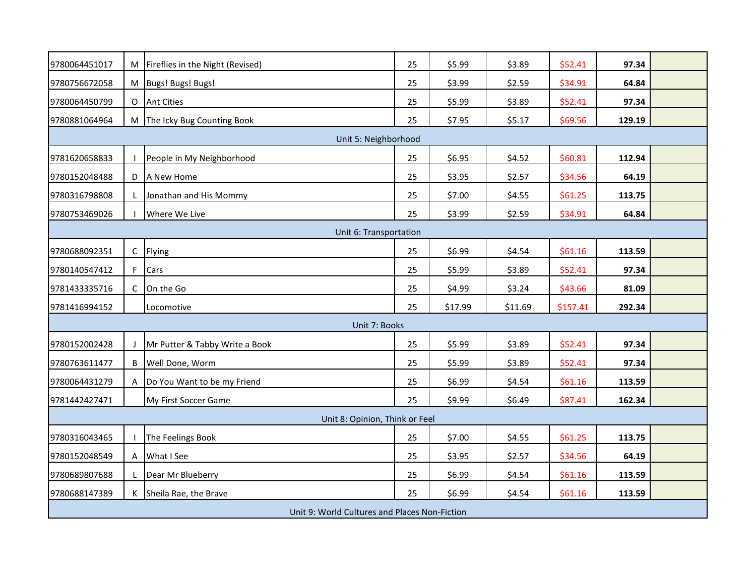| | | | | | | | | |
|---|---|---|---|---|---|---|---|---|
| 9780064451017 | M | Fireflies in the Night (Revised) | 25 | $5.99 | $3.89 | $52.41 | **97.34** | |
| 9780756672058 | M | Bugs! Bugs! Bugs! | 25 | $3.99 | $2.59 | $34.91 | **64.84** | |
| 9780064450799 | O | Ant Cities | 25 | $5.99 | $3.89 | $52.41 | **97.34** | |
| 9780881064964 | M | The Icky Bug Counting Book | 25 | $7.95 | $5.17 | $69.56 | **129.19** | |
| Unit 5: Neighborhood | | | | | | | | |
| 9781620658833 | I | People in My Neighborhood | 25 | $6.95 | $4.52 | $60.81 | **112.94** | |
| 9780152048488 | D | A New Home | 25 | $3.95 | $2.57 | $34.56 | **64.19** | |
| 9780316798808 | L | Jonathan and His Mommy | 25 | $7.00 | $4.55 | $61.25 | **113.75** | |
| 9780753469026 | I | Where We Live | 25 | $3.99 | $2.59 | $34.91 | **64.84** | |
| Unit 6: Transportation | | | | | | | | |
| 9780688092351 | C | Flying | 25 | $6.99 | $4.54 | $61.16 | **113.59** | |
| 9780140547412 | F | Cars | 25 | $5.99 | $3.89 | $52.41 | **97.34** | |
| 9781433335716 | C | On the Go | 25 | $4.99 | $3.24 | $43.66 | **81.09** | |
| 9781416994152 | | Locomotive | 25 | $17.99 | $11.69 | $157.41 | **292.34** | |
| Unit 7: Books | | | | | | | | |
| 9780152002428 | J | Mr Putter & Tabby Write a Book | 25 | $5.99 | $3.89 | $52.41 | **97.34** | |
| 9780763611477 | B | Well Done, Worm | 25 | $5.99 | $3.89 | $52.41 | **97.34** | |
| 9780064431279 | A | Do You Want to be my Friend | 25 | $6.99 | $4.54 | $61.16 | **113.59** | |
| 9781442427471 | | My First Soccer Game | 25 | $9.99 | $6.49 | $87.41 | **162.34** | |
| Unit 8: Opinion, Think or Feel | | | | | | | | |
| 9780316043465 | I | The Feelings Book | 25 | $7.00 | $4.55 | $61.25 | **113.75** | |
| 9780152048549 | A | What I See | 25 | $3.95 | $2.57 | $34.56 | **64.19** | |
| 9780689807688 | L | Dear Mr Blueberry | 25 | $6.99 | $4.54 | $61.16 | **113.59** | |
| 9780688147389 | K | Sheila Rae, the Brave | 25 | $6.99 | $4.54 | $61.16 | **113.59** | |
| Unit 9: World Cultures and Places Non-Fiction | | | | | | | | |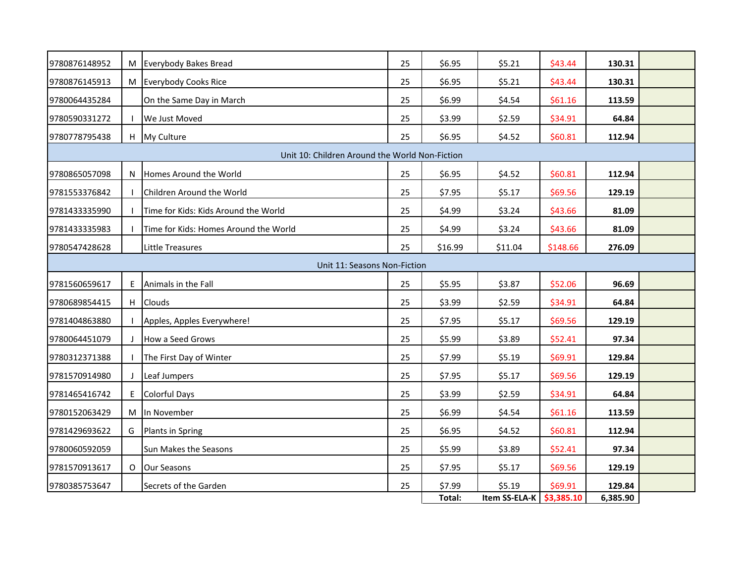| | | | | | | | | |
|---|---|---|---|---|---|---|---|---|
| 9780876148952 | M | Everybody Bakes Bread | 25 | $6.95 | $5.21 | $43.44 | 130.31 | |
| 9780876145913 | M | Everybody Cooks Rice | 25 | $6.95 | $5.21 | $43.44 | 130.31 | |
| 9780064435284 | | On the Same Day in March | 25 | $6.99 | $4.54 | $61.16 | 113.59 | |
| 9780590331272 | I | We Just Moved | 25 | $3.99 | $2.59 | $34.91 | 64.84 | |
| 9780778795438 | H | My Culture | 25 | $6.95 | $4.52 | $60.81 | 112.94 | |
| Unit 10: Children Around the World Non-Fiction | | | | | | | | |
| 9780865057098 | N | Homes Around the World | 25 | $6.95 | $4.52 | $60.81 | 112.94 | |
| 9781553376842 | I | Children Around the World | 25 | $7.95 | $5.17 | $69.56 | 129.19 | |
| 9781433335990 | I | Time for Kids: Kids Around the World | 25 | $4.99 | $3.24 | $43.66 | 81.09 | |
| 9781433335983 | I | Time for Kids: Homes Around the World | 25 | $4.99 | $3.24 | $43.66 | 81.09 | |
| 9780547428628 | | Little Treasures | 25 | $16.99 | $11.04 | $148.66 | 276.09 | |
| Unit 11: Seasons Non-Fiction | | | | | | | | |
| 9781560659617 | E | Animals in the Fall | 25 | $5.95 | $3.87 | $52.06 | 96.69 | |
| 9780689854415 | H | Clouds | 25 | $3.99 | $2.59 | $34.91 | 64.84 | |
| 9781404863880 | I | Apples, Apples Everywhere! | 25 | $7.95 | $5.17 | $69.56 | 129.19 | |
| 9780064451079 | J | How a Seed Grows | 25 | $5.99 | $3.89 | $52.41 | 97.34 | |
| 9780312371388 | I | The First Day of Winter | 25 | $7.99 | $5.19 | $69.91 | 129.84 | |
| 9781570914980 | J | Leaf Jumpers | 25 | $7.95 | $5.17 | $69.56 | 129.19 | |
| 9781465416742 | E | Colorful Days | 25 | $3.99 | $2.59 | $34.91 | 64.84 | |
| 9780152063429 | M | In November | 25 | $6.99 | $4.54 | $61.16 | 113.59 | |
| 9781429693622 | G | Plants in Spring | 25 | $6.95 | $4.52 | $60.81 | 112.94 | |
| 9780060592059 | | Sun Makes the Seasons | 25 | $5.99 | $3.89 | $52.41 | 97.34 | |
| 9781570913617 | O | Our Seasons | 25 | $7.95 | $5.17 | $69.56 | 129.19 | |
| 9780385753647 | | Secrets of the Garden | 25 | $7.99 | $5.19 | $69.91 | 129.84 | |
| | | | | **Total:** | **Item SS-ELA-K** | **$3,385.10** | **6,385.90** | |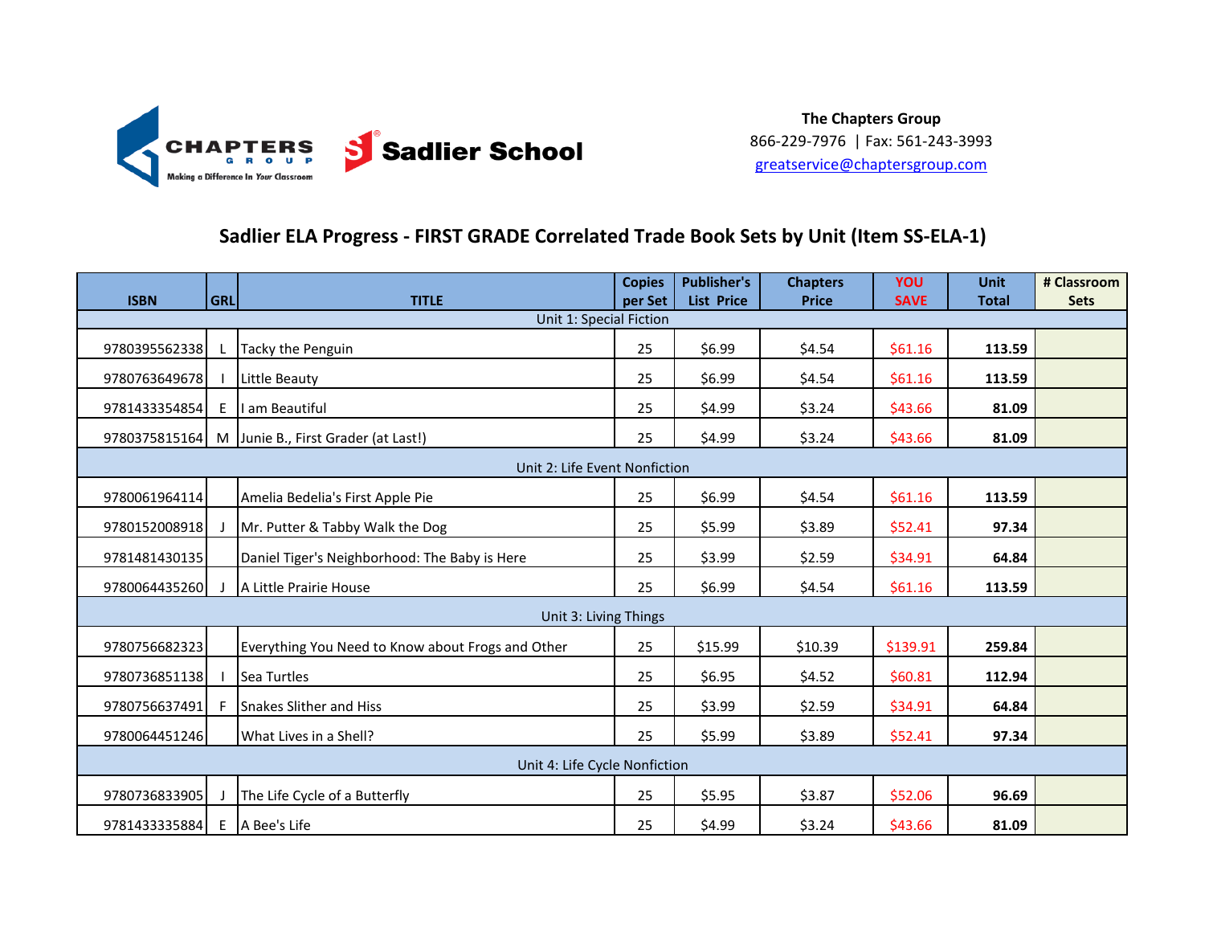**The Chapters Group**
866-229-7976 | Fax: 561-243-3993
greatservice@chaptersgroup.com

## Sadlier ELA Progress - FIRST GRADE Correlated Trade Book Sets by Unit (Item SS-ELA-1)

| ISBN | GRL | TITLE | Copies per Set | Publisher's List Price | Chapters Price | YOU SAVE | Unit Total | # Classroom Sets |
|---|---|---|---|---|---|---|---|---|
| Unit 1: Special Fiction | | | | | | | | |
| 9780395562338 | L | Tacky the Penguin | 25 | $6.99 | $4.54 | $61.16 | 113.59 | |
| 9780763649678 | I | Little Beauty | 25 | $6.99 | $4.54 | $61.16 | 113.59 | |
| 9781433354854 | E | I am Beautiful | 25 | $4.99 | $3.24 | $43.66 | 81.09 | |
| 9780375815164 | M | Junie B., First Grader (at Last!) | 25 | $4.99 | $3.24 | $43.66 | 81.09 | |
| Unit 2: Life Event Nonfiction | | | | | | | | |
| 9780061964114 | | Amelia Bedelia's First Apple Pie | 25 | $6.99 | $4.54 | $61.16 | 113.59 | |
| 9780152008918 | J | Mr. Putter & Tabby Walk the Dog | 25 | $5.99 | $3.89 | $52.41 | 97.34 | |
| 9781481430135 | | Daniel Tiger's Neighborhood: The Baby is Here | 25 | $3.99 | $2.59 | $34.91 | 64.84 | |
| 9780064435260 | J | A Little Prairie House | 25 | $6.99 | $4.54 | $61.16 | 113.59 | |
| Unit 3: Living Things | | | | | | | | |
| 9780756682323 | | Everything You Need to Know about Frogs and Other | 25 | $15.99 | $10.39 | $139.91 | 259.84 | |
| 9780736851138 | I | Sea Turtles | 25 | $6.95 | $4.52 | $60.81 | 112.94 | |
| 9780756637491 | F | Snakes Slither and Hiss | 25 | $3.99 | $2.59 | $34.91 | 64.84 | |
| 9780064451246 | | What Lives in a Shell? | 25 | $5.99 | $3.89 | $52.41 | 97.34 | |
| Unit 4: Life Cycle Nonfiction | | | | | | | | |
| 9780736833905 | J | The Life Cycle of a Butterfly | 25 | $5.95 | $3.87 | $52.06 | 96.69 | |
| 9781433335884 | E | A Bee's Life | 25 | $4.99 | $3.24 | $43.66 | 81.09 | |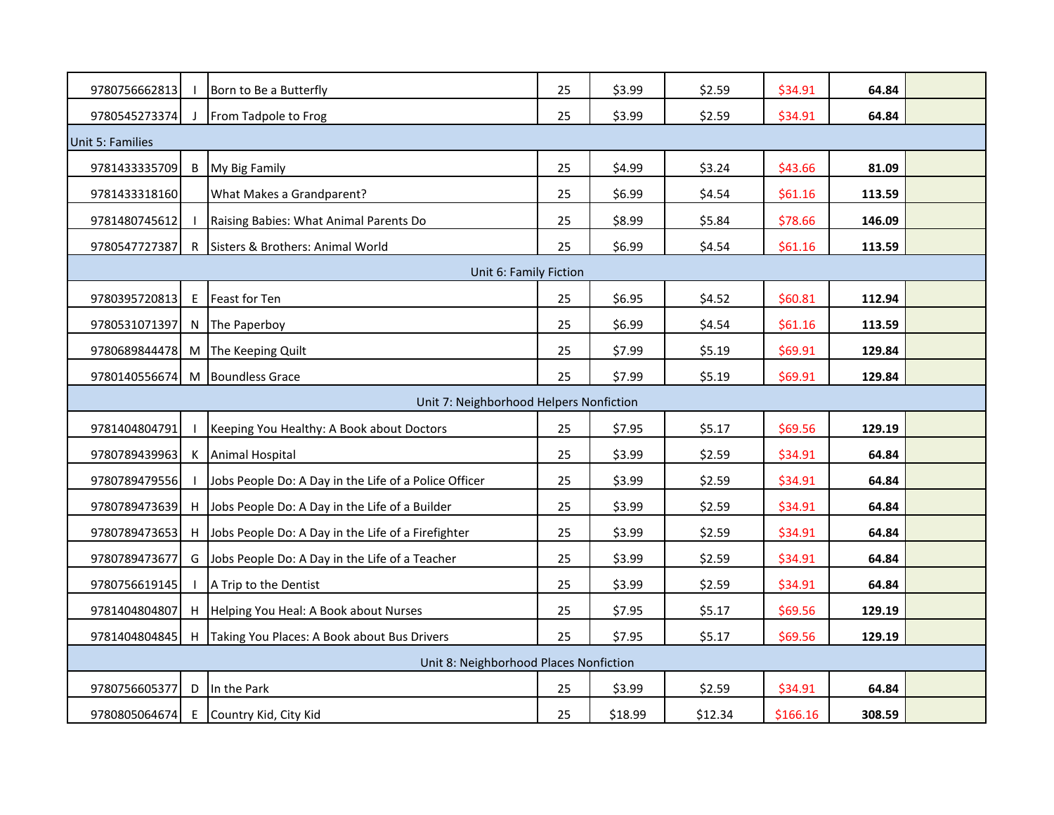| | | | | | | | | |
|---|---|---|---|---|---|---|---|---|
| 9780756662813 | I | Born to Be a Butterfly | 25 | $3.99 | $2.59 | $34.91 | **64.84** | |
| 9780545273374 | J | From Tadpole to Frog | 25 | $3.99 | $2.59 | $34.91 | **64.84** | |
| Unit 5: Families | | | | | | | | |
| 9781433335709 | B | My Big Family | 25 | $4.99 | $3.24 | $43.66 | **81.09** | |
| 9781433318160 | | What Makes a Grandparent? | 25 | $6.99 | $4.54 | $61.16 | **113.59** | |
| 9781480745612 | I | Raising Babies: What Animal Parents Do | 25 | $8.99 | $5.84 | $78.66 | **146.09** | |
| 9780547727387 | R | Sisters & Brothers: Animal World | 25 | $6.99 | $4.54 | $61.16 | **113.59** | |
| Unit 6: Family Fiction | | | | | | | | |
| 9780395720813 | E | Feast for Ten | 25 | $6.95 | $4.52 | $60.81 | **112.94** | |
| 9780531071397 | N | The Paperboy | 25 | $6.99 | $4.54 | $61.16 | **113.59** | |
| 9780689844478 | M | The Keeping Quilt | 25 | $7.99 | $5.19 | $69.91 | **129.84** | |
| 9780140556674 | M | Boundless Grace | 25 | $7.99 | $5.19 | $69.91 | **129.84** | |
| Unit 7: Neighborhood Helpers Nonfiction | | | | | | | | |
| 9781404804791 | I | Keeping You Healthy: A Book about Doctors | 25 | $7.95 | $5.17 | $69.56 | **129.19** | |
| 9780789439963 | K | Animal Hospital | 25 | $3.99 | $2.59 | $34.91 | **64.84** | |
| 9780789479556 | I | Jobs People Do: A Day in the Life of a Police Officer | 25 | $3.99 | $2.59 | $34.91 | **64.84** | |
| 9780789473639 | H | Jobs People Do: A Day in the Life of a Builder | 25 | $3.99 | $2.59 | $34.91 | **64.84** | |
| 9780789473653 | H | Jobs People Do: A Day in the Life of a Firefighter | 25 | $3.99 | $2.59 | $34.91 | **64.84** | |
| 9780789473677 | G | Jobs People Do: A Day in the Life of a Teacher | 25 | $3.99 | $2.59 | $34.91 | **64.84** | |
| 9780756619145 | I | A Trip to the Dentist | 25 | $3.99 | $2.59 | $34.91 | **64.84** | |
| 9781404804807 | H | Helping You Heal: A Book about Nurses | 25 | $7.95 | $5.17 | $69.56 | **129.19** | |
| 9781404804845 | H | Taking You Places: A Book about Bus Drivers | 25 | $7.95 | $5.17 | $69.56 | **129.19** | |
| Unit 8: Neighborhood Places Nonfiction | | | | | | | | |
| 9780756605377 | D | In the Park | 25 | $3.99 | $2.59 | $34.91 | **64.84** | |
| 9780805064674 | E | Country Kid, City Kid | 25 | $18.99 | $12.34 | $166.16 | **308.59** | |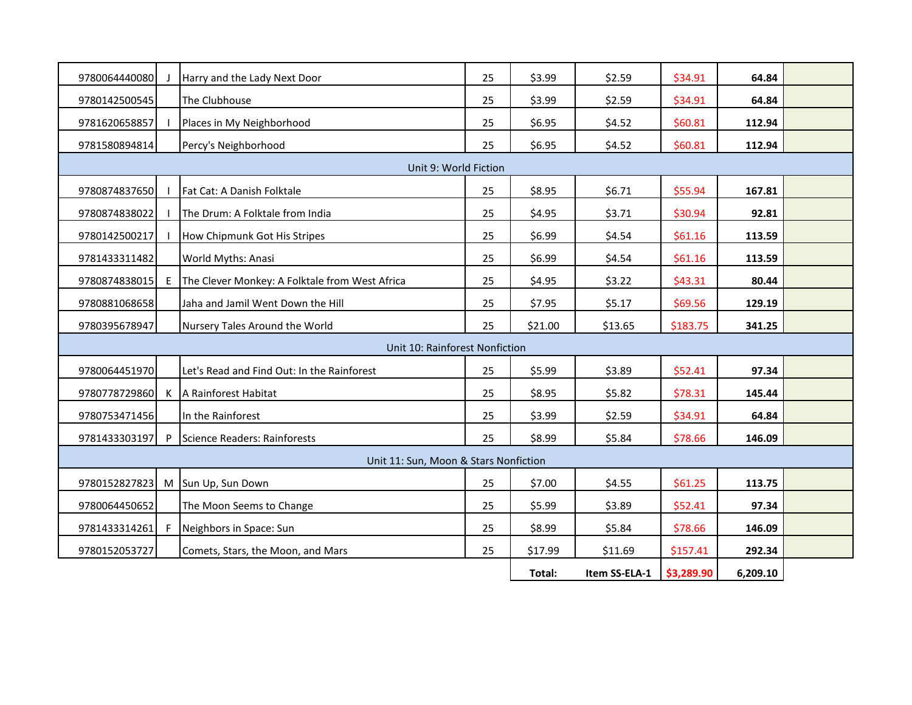| | | | | | | | | |
|---|---|---|---|---|---|---|---|---|
| 9780064440080 | J | Harry and the Lady Next Door | 25 | $3.99 | $2.59 | $34.91 | 64.84 | |
| 9780142500545 | | The Clubhouse | 25 | $3.99 | $2.59 | $34.91 | 64.84 | |
| 9781620658857 | I | Places in My Neighborhood | 25 | $6.95 | $4.52 | $60.81 | 112.94 | |
| 9781580894814 | | Percy's Neighborhood | 25 | $6.95 | $4.52 | $60.81 | 112.94 | |
| Unit 9: World Fiction | | | | | | | | |
| 9780874837650 | I | Fat Cat: A Danish Folktale | 25 | $8.95 | $6.71 | $55.94 | 167.81 | |
| 9780874838022 | I | The Drum: A Folktale from India | 25 | $4.95 | $3.71 | $30.94 | 92.81 | |
| 9780142500217 | I | How Chipmunk Got His Stripes | 25 | $6.99 | $4.54 | $61.16 | 113.59 | |
| 9781433311482 | | World Myths: Anasi | 25 | $6.99 | $4.54 | $61.16 | 113.59 | |
| 9780874838015 | E | The Clever Monkey: A Folktale from West Africa | 25 | $4.95 | $3.22 | $43.31 | 80.44 | |
| 9780881068658 | | Jaha and Jamil Went Down the Hill | 25 | $7.95 | $5.17 | $69.56 | 129.19 | |
| 9780395678947 | | Nursery Tales Around the World | 25 | $21.00 | $13.65 | $183.75 | 341.25 | |
| Unit 10: Rainforest Nonfiction | | | | | | | | |
| 9780064451970 | | Let's Read and Find Out: In the Rainforest | 25 | $5.99 | $3.89 | $52.41 | 97.34 | |
| 9780778729860 | K | A Rainforest Habitat | 25 | $8.95 | $5.82 | $78.31 | 145.44 | |
| 9780753471456 | | In the Rainforest | 25 | $3.99 | $2.59 | $34.91 | 64.84 | |
| 9781433303197 | P | Science Readers: Rainforests | 25 | $8.99 | $5.84 | $78.66 | 146.09 | |
| Unit 11: Sun, Moon & Stars Nonfiction | | | | | | | | |
| 9780152827823 | M | Sun Up, Sun Down | 25 | $7.00 | $4.55 | $61.25 | 113.75 | |
| 9780064450652 | | The Moon Seems to Change | 25 | $5.99 | $3.89 | $52.41 | 97.34 | |
| 9781433314261 | F | Neighbors in Space: Sun | 25 | $8.99 | $5.84 | $78.66 | 146.09 | |
| 9780152053727 | | Comets, Stars, the Moon, and Mars | 25 | $17.99 | $11.69 | $157.41 | 292.34 | |
| | | | | **Total:** | **Item SS-ELA-1** | **$3,289.90** | **6,209.10** | |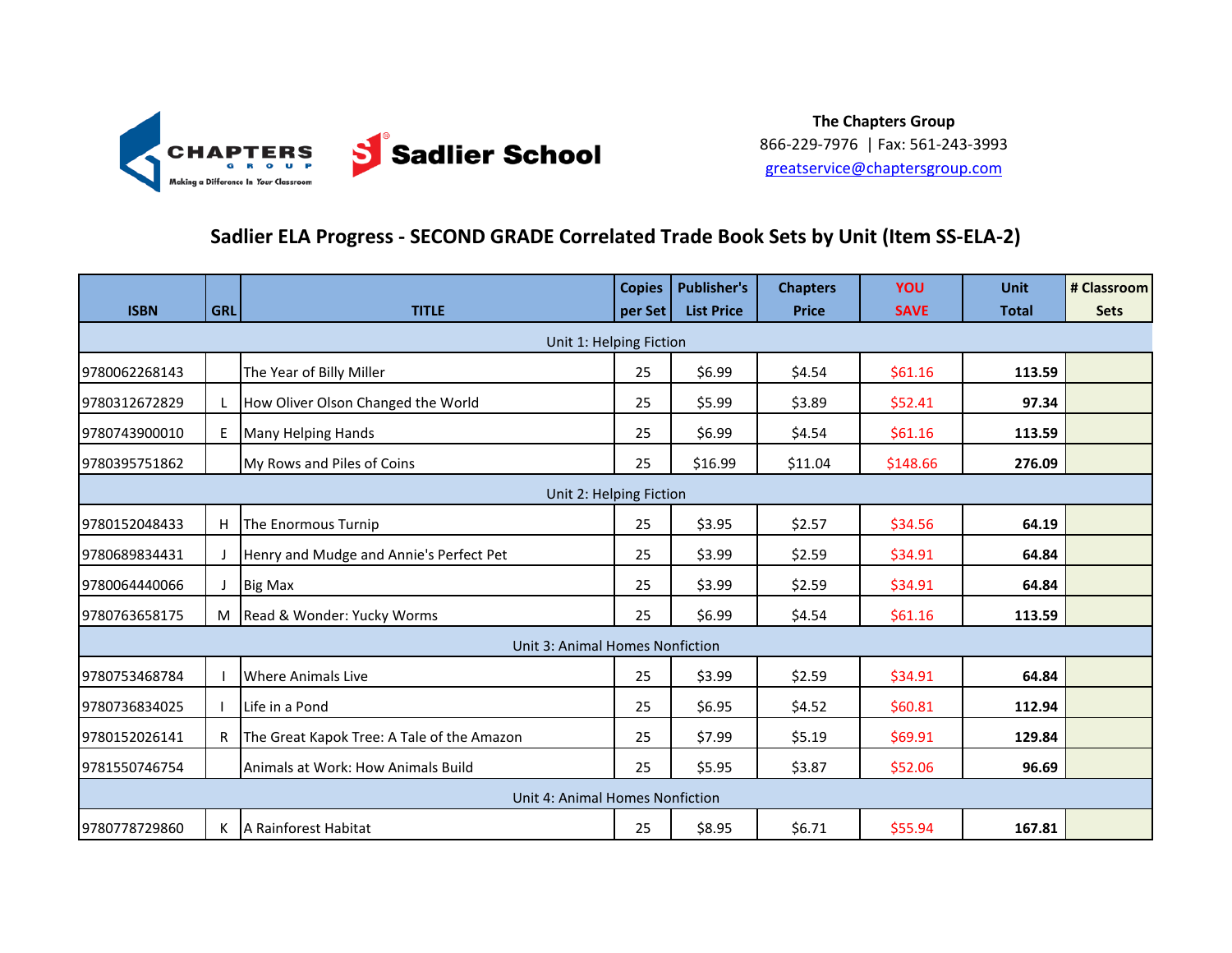**The Chapters Group**
866-229-7976 | Fax: 561-243-3993
greatservice@chaptersgroup.com

## Sadlier ELA Progress - SECOND GRADE Correlated Trade Book Sets by Unit (Item SS-ELA-2)

| ISBN | GRL | TITLE | Copies per Set | Publisher's List Price | Chapters Price | YOU SAVE | Unit Total | # Classroom Sets |
|---|---|---|---|---|---|---|---|---|
| Unit 1: Helping Fiction | | | | | | | | |
| 9780062268143 | | The Year of Billy Miller | 25 | $6.99 | $4.54 | $61.16 | 113.59 | |
| 9780312672829 | L | How Oliver Olson Changed the World | 25 | $5.99 | $3.89 | $52.41 | 97.34 | |
| 9780743900010 | E | Many Helping Hands | 25 | $6.99 | $4.54 | $61.16 | 113.59 | |
| 9780395751862 | | My Rows and Piles of Coins | 25 | $16.99 | $11.04 | $148.66 | 276.09 | |
| Unit 2: Helping Fiction | | | | | | | | |
| 9780152048433 | H | The Enormous Turnip | 25 | $3.95 | $2.57 | $34.56 | 64.19 | |
| 9780689834431 | J | Henry and Mudge and Annie's Perfect Pet | 25 | $3.99 | $2.59 | $34.91 | 64.84 | |
| 9780064440066 | J | Big Max | 25 | $3.99 | $2.59 | $34.91 | 64.84 | |
| 9780763658175 | M | Read & Wonder: Yucky Worms | 25 | $6.99 | $4.54 | $61.16 | 113.59 | |
| Unit 3: Animal Homes Nonfiction | | | | | | | | |
| 9780753468784 | I | Where Animals Live | 25 | $3.99 | $2.59 | $34.91 | 64.84 | |
| 9780736834025 | I | Life in a Pond | 25 | $6.95 | $4.52 | $60.81 | 112.94 | |
| 9780152026141 | R | The Great Kapok Tree: A Tale of the Amazon | 25 | $7.99 | $5.19 | $69.91 | 129.84 | |
| 9781550746754 | | Animals at Work: How Animals Build | 25 | $5.95 | $3.87 | $52.06 | 96.69 | |
| Unit 4: Animal Homes Nonfiction | | | | | | | | |
| 9780778729860 | K | A Rainforest Habitat | 25 | $8.95 | $6.71 | $55.94 | 167.81 | |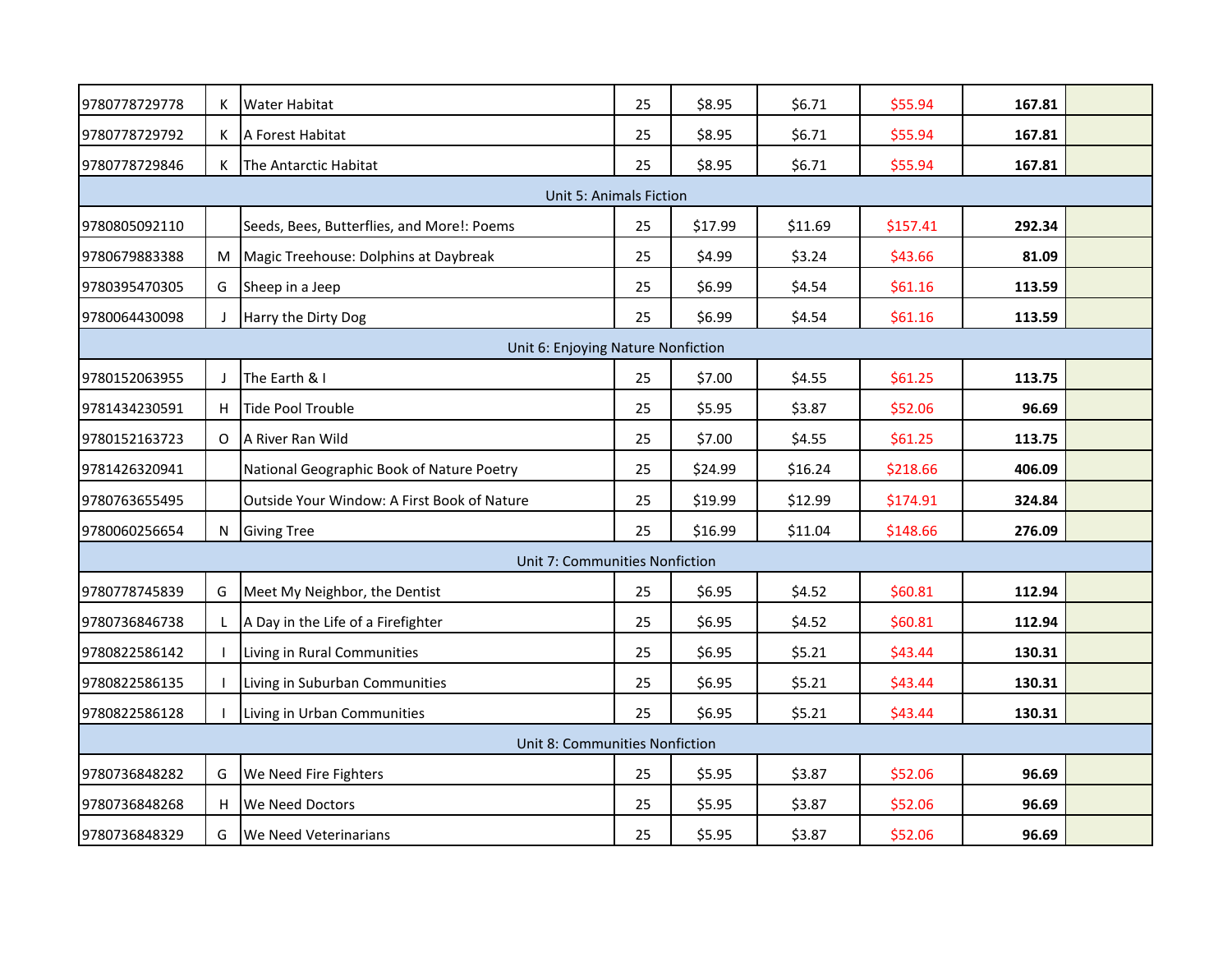| | | | | | | | | |
|---|---|---|---|---|---|---|---|---|
| 9780778729778 | K | Water Habitat | 25 | $8.95 | $6.71 | $55.94 | **167.81** | |
| 9780778729792 | K | A Forest Habitat | 25 | $8.95 | $6.71 | $55.94 | **167.81** | |
| 9780778729846 | K | The Antarctic Habitat | 25 | $8.95 | $6.71 | $55.94 | **167.81** | |
| Unit 5: Animals Fiction | | | | | | | | |
| 9780805092110 | | Seeds, Bees, Butterflies, and More!: Poems | 25 | $17.99 | $11.69 | $157.41 | **292.34** | |
| 9780679883388 | M | Magic Treehouse: Dolphins at Daybreak | 25 | $4.99 | $3.24 | $43.66 | **81.09** | |
| 9780395470305 | G | Sheep in a Jeep | 25 | $6.99 | $4.54 | $61.16 | **113.59** | |
| 9780064430098 | J | Harry the Dirty Dog | 25 | $6.99 | $4.54 | $61.16 | **113.59** | |
| Unit 6: Enjoying Nature Nonfiction | | | | | | | | |
| 9780152063955 | J | The Earth & I | 25 | $7.00 | $4.55 | $61.25 | **113.75** | |
| 9781434230591 | H | Tide Pool Trouble | 25 | $5.95 | $3.87 | $52.06 | **96.69** | |
| 9780152163723 | O | A River Ran Wild | 25 | $7.00 | $4.55 | $61.25 | **113.75** | |
| 9781426320941 | | National Geographic Book of Nature Poetry | 25 | $24.99 | $16.24 | $218.66 | **406.09** | |
| 9780763655495 | | Outside Your Window: A First Book of Nature | 25 | $19.99 | $12.99 | $174.91 | **324.84** | |
| 9780060256654 | N | Giving Tree | 25 | $16.99 | $11.04 | $148.66 | **276.09** | |
| Unit 7: Communities Nonfiction | | | | | | | | |
| 9780778745839 | G | Meet My Neighbor, the Dentist | 25 | $6.95 | $4.52 | $60.81 | **112.94** | |
| 9780736846738 | L | A Day in the Life of a Firefighter | 25 | $6.95 | $4.52 | $60.81 | **112.94** | |
| 9780822586142 | I | Living in Rural Communities | 25 | $6.95 | $5.21 | $43.44 | **130.31** | |
| 9780822586135 | I | Living in Suburban Communities | 25 | $6.95 | $5.21 | $43.44 | **130.31** | |
| 9780822586128 | I | Living in Urban Communities | 25 | $6.95 | $5.21 | $43.44 | **130.31** | |
| Unit 8: Communities Nonfiction | | | | | | | | |
| 9780736848282 | G | We Need Fire Fighters | 25 | $5.95 | $3.87 | $52.06 | **96.69** | |
| 9780736848268 | H | We Need Doctors | 25 | $5.95 | $3.87 | $52.06 | **96.69** | |
| 9780736848329 | G | We Need Veterinarians | 25 | $5.95 | $3.87 | $52.06 | **96.69** | |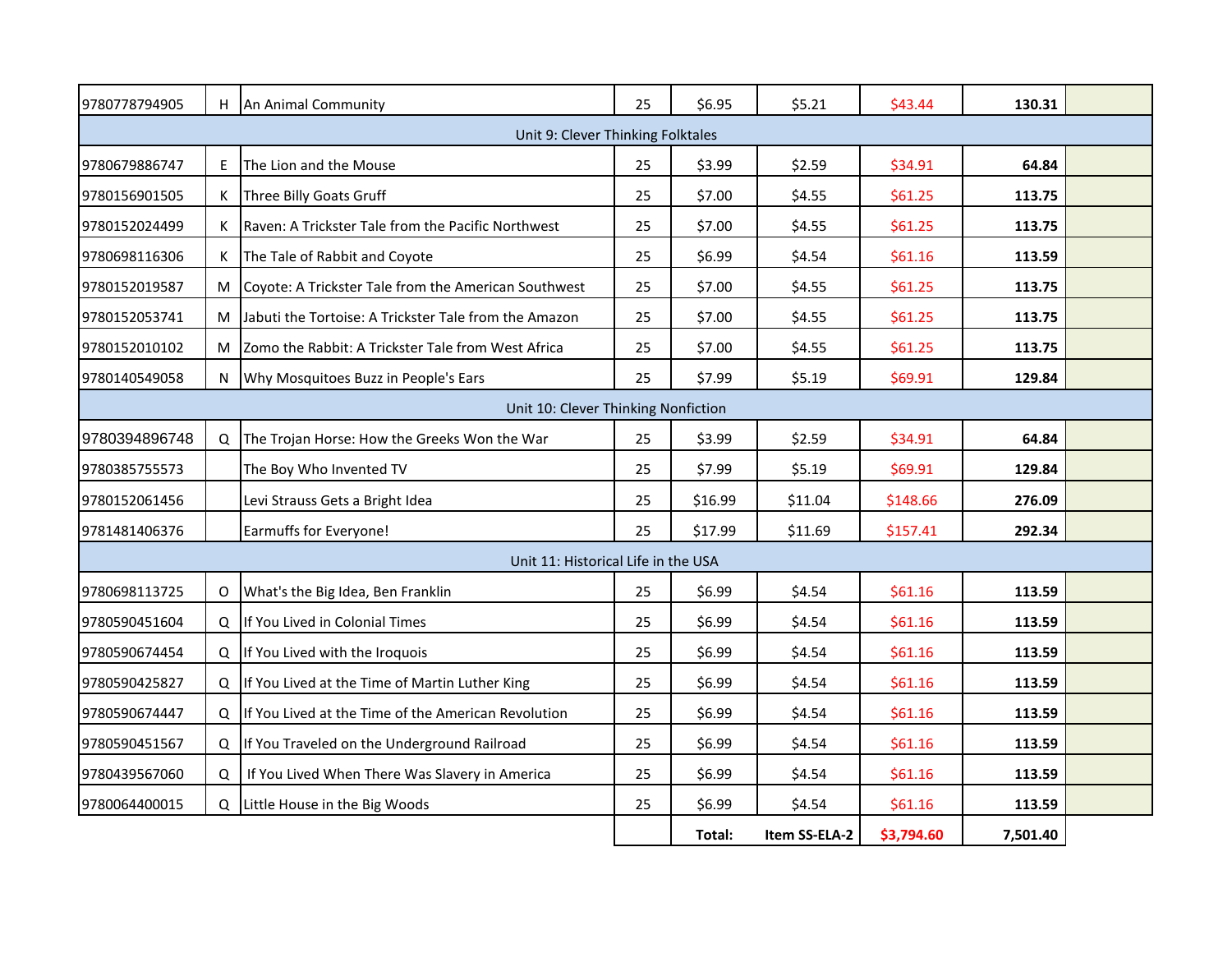| | | | | | | | | |
|---|---|---|---|---|---|---|---|---|
| 9780778794905 | H | An Animal Community | 25 | $6.95 | $5.21 | $43.44 | 130.31 | |
| Unit 9: Clever Thinking Folktales | | | | | | | | |
| 9780679886747 | E | The Lion and the Mouse | 25 | $3.99 | $2.59 | $34.91 | 64.84 | |
| 9780156901505 | K | Three Billy Goats Gruff | 25 | $7.00 | $4.55 | $61.25 | 113.75 | |
| 9780152024499 | K | Raven: A Trickster Tale from the Pacific Northwest | 25 | $7.00 | $4.55 | $61.25 | 113.75 | |
| 9780698116306 | K | The Tale of Rabbit and Coyote | 25 | $6.99 | $4.54 | $61.16 | 113.59 | |
| 9780152019587 | M | Coyote: A Trickster Tale from the American Southwest | 25 | $7.00 | $4.55 | $61.25 | 113.75 | |
| 9780152053741 | M | Jabuti the Tortoise: A Trickster Tale from the Amazon | 25 | $7.00 | $4.55 | $61.25 | 113.75 | |
| 9780152010102 | M | Zomo the Rabbit: A Trickster Tale from West Africa | 25 | $7.00 | $4.55 | $61.25 | 113.75 | |
| 9780140549058 | N | Why Mosquitoes Buzz in People's Ears | 25 | $7.99 | $5.19 | $69.91 | 129.84 | |
| Unit 10: Clever Thinking Nonfiction | | | | | | | | |
| 9780394896748 | Q | The Trojan Horse: How the Greeks Won the War | 25 | $3.99 | $2.59 | $34.91 | 64.84 | |
| 9780385755573 | | The Boy Who Invented TV | 25 | $7.99 | $5.19 | $69.91 | 129.84 | |
| 9780152061456 | | Levi Strauss Gets a Bright Idea | 25 | $16.99 | $11.04 | $148.66 | 276.09 | |
| 9781481406376 | | Earmuffs for Everyone! | 25 | $17.99 | $11.69 | $157.41 | 292.34 | |
| Unit 11: Historical Life in the USA | | | | | | | | |
| 9780698113725 | O | What's the Big Idea, Ben Franklin | 25 | $6.99 | $4.54 | $61.16 | 113.59 | |
| 9780590451604 | Q | If You Lived in Colonial Times | 25 | $6.99 | $4.54 | $61.16 | 113.59 | |
| 9780590674454 | Q | If You Lived with the Iroquois | 25 | $6.99 | $4.54 | $61.16 | 113.59 | |
| 9780590425827 | Q | If You Lived at the Time of Martin Luther King | 25 | $6.99 | $4.54 | $61.16 | 113.59 | |
| 9780590674447 | Q | If You Lived at the Time of the American Revolution | 25 | $6.99 | $4.54 | $61.16 | 113.59 | |
| 9780590451567 | Q | If You Traveled on the Underground Railroad | 25 | $6.99 | $4.54 | $61.16 | 113.59 | |
| 9780439567060 | Q | If You Lived When There Was Slavery in America | 25 | $6.99 | $4.54 | $61.16 | 113.59 | |
| 9780064400015 | Q | Little House in the Big Woods | 25 | $6.99 | $4.54 | $61.16 | 113.59 | |
| | | | | **Total:** | **Item SS-ELA-2** | **$3,794.60** | **7,501.40** | |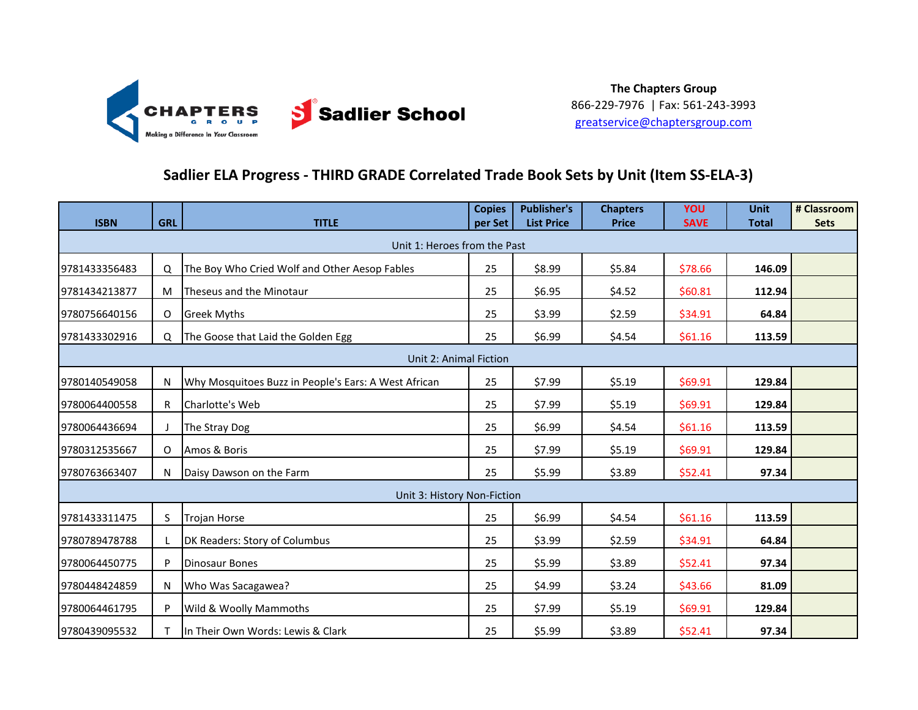**The Chapters Group**
866-229-7976 | Fax: 561-243-3993
greatservice@chaptersgroup.com

## Sadlier ELA Progress - THIRD GRADE Correlated Trade Book Sets by Unit (Item SS-ELA-3)

| ISBN | GRL | TITLE | Copies per Set | Publisher's List Price | Chapters Price | YOU SAVE | Unit Total | # Classroom Sets |
|---|---|---|---|---|---|---|---|---|
| Unit 1: Heroes from the Past | | | | | | | | |
| 9781433356483 | Q | The Boy Who Cried Wolf and Other Aesop Fables | 25 | $8.99 | $5.84 | $78.66 | 146.09 | |
| 9781434213877 | M | Theseus and the Minotaur | 25 | $6.95 | $4.52 | $60.81 | 112.94 | |
| 9780756640156 | O | Greek Myths | 25 | $3.99 | $2.59 | $34.91 | 64.84 | |
| 9781433302916 | Q | The Goose that Laid the Golden Egg | 25 | $6.99 | $4.54 | $61.16 | 113.59 | |
| Unit 2: Animal Fiction | | | | | | | | |
| 9780140549058 | N | Why Mosquitoes Buzz in People's Ears: A West African | 25 | $7.99 | $5.19 | $69.91 | 129.84 | |
| 9780064400558 | R | Charlotte's Web | 25 | $7.99 | $5.19 | $69.91 | 129.84 | |
| 9780064436694 | J | The Stray Dog | 25 | $6.99 | $4.54 | $61.16 | 113.59 | |
| 9780312535667 | O | Amos & Boris | 25 | $7.99 | $5.19 | $69.91 | 129.84 | |
| 9780763663407 | N | Daisy Dawson on the Farm | 25 | $5.99 | $3.89 | $52.41 | 97.34 | |
| Unit 3: History Non-Fiction | | | | | | | | |
| 9781433311475 | S | Trojan Horse | 25 | $6.99 | $4.54 | $61.16 | 113.59 | |
| 9780789478788 | L | DK Readers: Story of Columbus | 25 | $3.99 | $2.59 | $34.91 | 64.84 | |
| 9780064450775 | P | Dinosaur Bones | 25 | $5.99 | $3.89 | $52.41 | 97.34 | |
| 9780448424859 | N | Who Was Sacagawea? | 25 | $4.99 | $3.24 | $43.66 | 81.09 | |
| 9780064461795 | P | Wild & Woolly Mammoths | 25 | $7.99 | $5.19 | $69.91 | 129.84 | |
| 9780439095532 | T | In Their Own Words: Lewis & Clark | 25 | $5.99 | $3.89 | $52.41 | 97.34 | |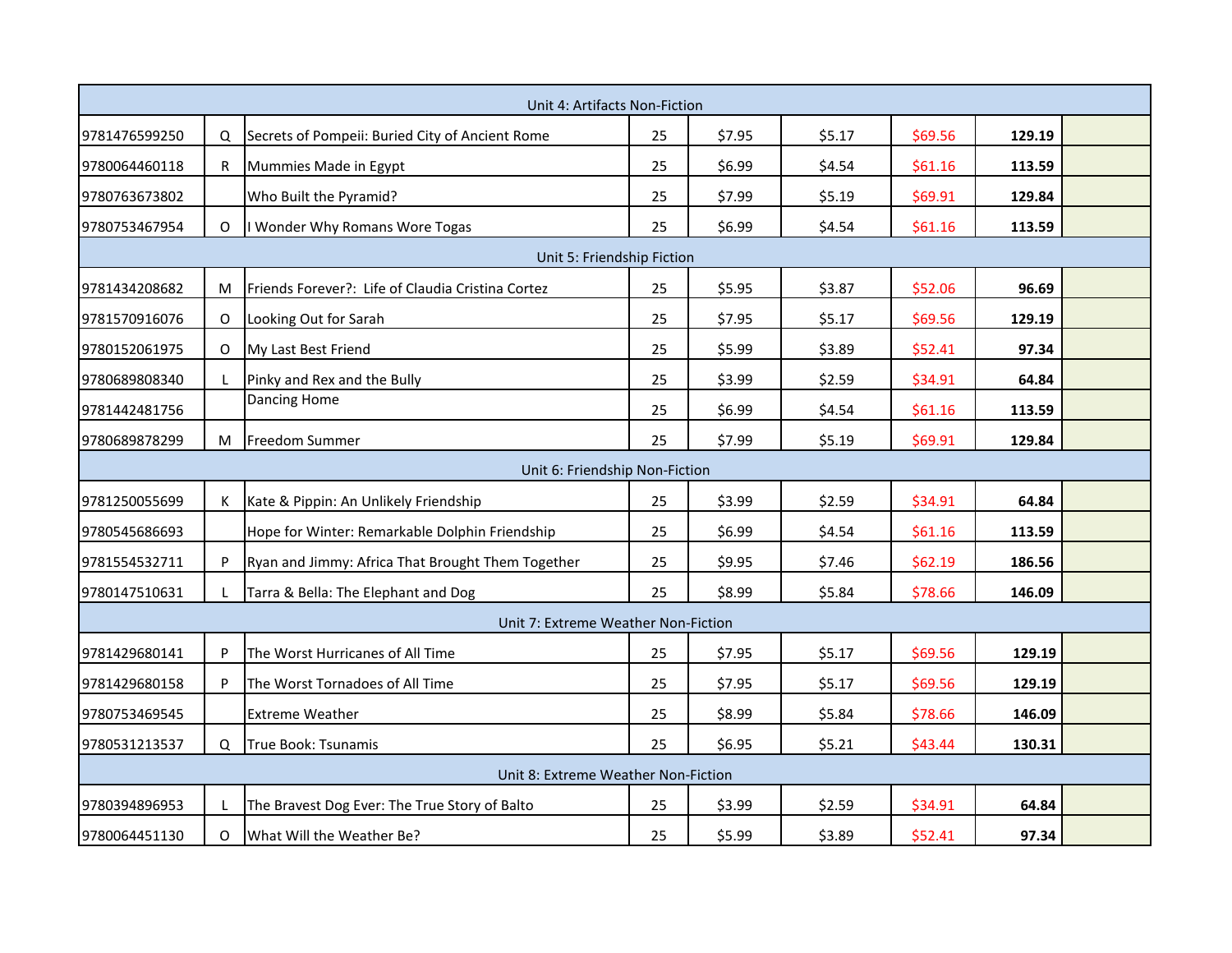| | | | | | | | | |
|---|---|---|---|---|---|---|---|---|
| Unit 4: Artifacts Non-Fiction | | | | | | | | |
| 9781476599250 | Q | Secrets of Pompeii: Buried City of Ancient Rome | 25 | $7.95 | $5.17 | $69.56 | **129.19** | |
| 9780064460118 | R | Mummies Made in Egypt | 25 | $6.99 | $4.54 | $61.16 | **113.59** | |
| 9780763673802 | | Who Built the Pyramid? | 25 | $7.99 | $5.19 | $69.91 | **129.84** | |
| 9780753467954 | O | I Wonder Why Romans Wore Togas | 25 | $6.99 | $4.54 | $61.16 | **113.59** | |
| Unit 5: Friendship Fiction | | | | | | | | |
| 9781434208682 | M | Friends Forever?: Life of Claudia Cristina Cortez | 25 | $5.95 | $3.87 | $52.06 | **96.69** | |
| 9781570916076 | O | Looking Out for Sarah | 25 | $7.95 | $5.17 | $69.56 | **129.19** | |
| 9780152061975 | O | My Last Best Friend | 25 | $5.99 | $3.89 | $52.41 | **97.34** | |
| 9780689808340 | L | Pinky and Rex and the Bully | 25 | $3.99 | $2.59 | $34.91 | **64.84** | |
| 9781442481756 | | Dancing Home | 25 | $6.99 | $4.54 | $61.16 | **113.59** | |
| 9780689878299 | M | Freedom Summer | 25 | $7.99 | $5.19 | $69.91 | **129.84** | |
| Unit 6: Friendship Non-Fiction | | | | | | | | |
| 9781250055699 | K | Kate & Pippin: An Unlikely Friendship | 25 | $3.99 | $2.59 | $34.91 | **64.84** | |
| 9780545686693 | | Hope for Winter: Remarkable Dolphin Friendship | 25 | $6.99 | $4.54 | $61.16 | **113.59** | |
| 9781554532711 | P | Ryan and Jimmy: Africa That Brought Them Together | 25 | $9.95 | $7.46 | $62.19 | **186.56** | |
| 9780147510631 | L | Tarra & Bella: The Elephant and Dog | 25 | $8.99 | $5.84 | $78.66 | **146.09** | |
| Unit 7: Extreme Weather Non-Fiction | | | | | | | | |
| 9781429680141 | P | The Worst Hurricanes of All Time | 25 | $7.95 | $5.17 | $69.56 | **129.19** | |
| 9781429680158 | P | The Worst Tornadoes of All Time | 25 | $7.95 | $5.17 | $69.56 | **129.19** | |
| 9780753469545 | | Extreme Weather | 25 | $8.99 | $5.84 | $78.66 | **146.09** | |
| 9780531213537 | Q | True Book: Tsunamis | 25 | $6.95 | $5.21 | $43.44 | **130.31** | |
| Unit 8: Extreme Weather Non-Fiction | | | | | | | | |
| 9780394896953 | L | The Bravest Dog Ever: The True Story of Balto | 25 | $3.99 | $2.59 | $34.91 | **64.84** | |
| 9780064451130 | O | What Will the Weather Be? | 25 | $5.99 | $3.89 | $52.41 | **97.34** | |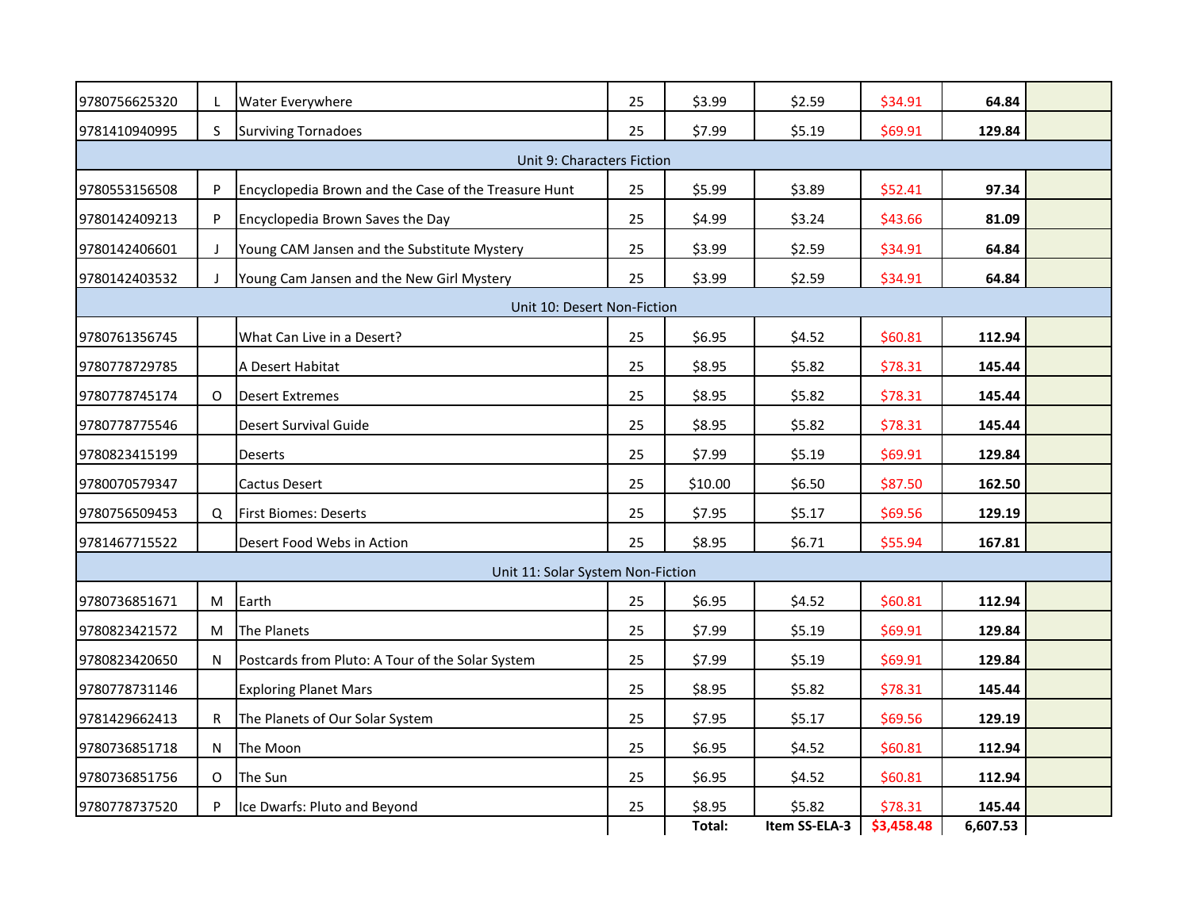| | | | | | | | | |
|---|---|---|---|---|---|---|---|---|
| 9780756625320 | L | Water Everywhere | 25 | $3.99 | $2.59 | $34.91 | **64.84** | |
| 9781410940995 | S | Surviving Tornadoes | 25 | $7.99 | $5.19 | $69.91 | **129.84** | |
| Unit 9: Characters Fiction | | | | | | | | |
| 9780553156508 | P | Encyclopedia Brown and the Case of the Treasure Hunt | 25 | $5.99 | $3.89 | $52.41 | **97.34** | |
| 9780142409213 | P | Encyclopedia Brown Saves the Day | 25 | $4.99 | $3.24 | $43.66 | **81.09** | |
| 9780142406601 | J | Young CAM Jansen and the Substitute Mystery | 25 | $3.99 | $2.59 | $34.91 | **64.84** | |
| 9780142403532 | J | Young Cam Jansen and the New Girl Mystery | 25 | $3.99 | $2.59 | $34.91 | **64.84** | |
| Unit 10: Desert Non-Fiction | | | | | | | | |
| 9780761356745 | | What Can Live in a Desert? | 25 | $6.95 | $4.52 | $60.81 | **112.94** | |
| 9780778729785 | | A Desert Habitat | 25 | $8.95 | $5.82 | $78.31 | **145.44** | |
| 9780778745174 | O | Desert Extremes | 25 | $8.95 | $5.82 | $78.31 | **145.44** | |
| 9780778775546 | | Desert Survival Guide | 25 | $8.95 | $5.82 | $78.31 | **145.44** | |
| 9780823415199 | | Deserts | 25 | $7.99 | $5.19 | $69.91 | **129.84** | |
| 9780070579347 | | Cactus Desert | 25 | $10.00 | $6.50 | $87.50 | **162.50** | |
| 9780756509453 | Q | First Biomes: Deserts | 25 | $7.95 | $5.17 | $69.56 | **129.19** | |
| 9781467715522 | | Desert Food Webs in Action | 25 | $8.95 | $6.71 | $55.94 | **167.81** | |
| Unit 11: Solar System Non-Fiction | | | | | | | | |
| 9780736851671 | M | Earth | 25 | $6.95 | $4.52 | $60.81 | **112.94** | |
| 9780823421572 | M | The Planets | 25 | $7.99 | $5.19 | $69.91 | **129.84** | |
| 9780823420650 | N | Postcards from Pluto: A Tour of the Solar System | 25 | $7.99 | $5.19 | $69.91 | **129.84** | |
| 9780778731146 | | Exploring Planet Mars | 25 | $8.95 | $5.82 | $78.31 | **145.44** | |
| 9781429662413 | R | The Planets of Our Solar System | 25 | $7.95 | $5.17 | $69.56 | **129.19** | |
| 9780736851718 | N | The Moon | 25 | $6.95 | $4.52 | $60.81 | **112.94** | |
| 9780736851756 | O | The Sun | 25 | $6.95 | $4.52 | $60.81 | **112.94** | |
| 9780778737520 | P | Ice Dwarfs: Pluto and Beyond | 25 | $8.95 | $5.82 | $78.31 | **145.44** | |
| | | | | **Total:** | **Item SS-ELA-3** | **$3,458.48** | **6,607.53** | |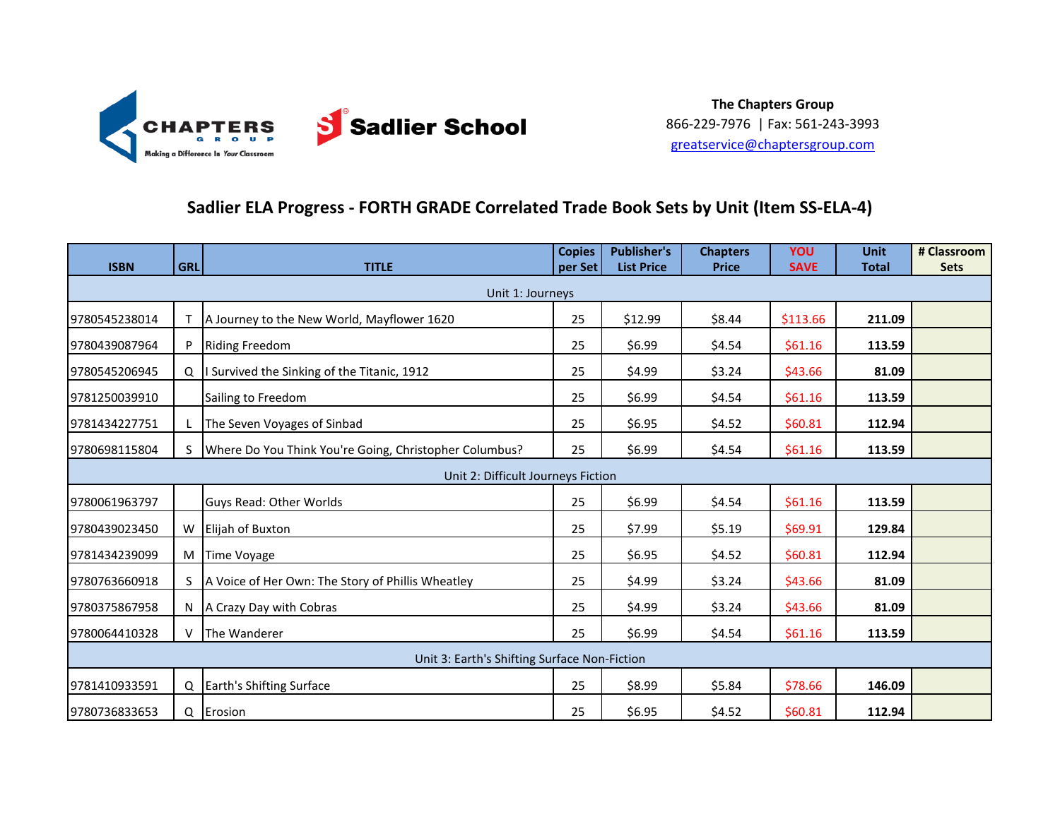**The Chapters Group**
866-229-7976 | Fax: 561-243-3993
greatservice@chaptersgroup.com

## Sadlier ELA Progress - FORTH GRADE Correlated Trade Book Sets by Unit (Item SS-ELA-4)

| ISBN | GRL | TITLE | Copies per Set | Publisher's List Price | Chapters Price | YOU SAVE | Unit Total | # Classroom Sets |
|---|---|---|---|---|---|---|---|---|
| Unit 1: Journeys | | | | | | | | |
| 9780545238014 | T | A Journey to the New World, Mayflower 1620 | 25 | $12.99 | $8.44 | $113.66 | **211.09** | |
| 9780439087964 | P | Riding Freedom | 25 | $6.99 | $4.54 | $61.16 | **113.59** | |
| 9780545206945 | Q | I Survived the Sinking of the Titanic, 1912 | 25 | $4.99 | $3.24 | $43.66 | **81.09** | |
| 9781250039910 | | Sailing to Freedom | 25 | $6.99 | $4.54 | $61.16 | **113.59** | |
| 9781434227751 | L | The Seven Voyages of Sinbad | 25 | $6.95 | $4.52 | $60.81 | **112.94** | |
| 9780698115804 | S | Where Do You Think You're Going, Christopher Columbus? | 25 | $6.99 | $4.54 | $61.16 | **113.59** | |
| Unit 2: Difficult Journeys Fiction | | | | | | | | |
| 9780061963797 | | Guys Read: Other Worlds | 25 | $6.99 | $4.54 | $61.16 | **113.59** | |
| 9780439023450 | W | Elijah of Buxton | 25 | $7.99 | $5.19 | $69.91 | **129.84** | |
| 9781434239099 | M | Time Voyage | 25 | $6.95 | $4.52 | $60.81 | **112.94** | |
| 9780763660918 | S | A Voice of Her Own: The Story of Phillis Wheatley | 25 | $4.99 | $3.24 | $43.66 | **81.09** | |
| 9780375867958 | N | A Crazy Day with Cobras | 25 | $4.99 | $3.24 | $43.66 | **81.09** | |
| 9780064410328 | V | The Wanderer | 25 | $6.99 | $4.54 | $61.16 | **113.59** | |
| Unit 3: Earth's Shifting Surface Non-Fiction | | | | | | | | |
| 9781410933591 | Q | Earth's Shifting Surface | 25 | $8.99 | $5.84 | $78.66 | **146.09** | |
| 9780736833653 | Q | Erosion | 25 | $6.95 | $4.52 | $60.81 | **112.94** | |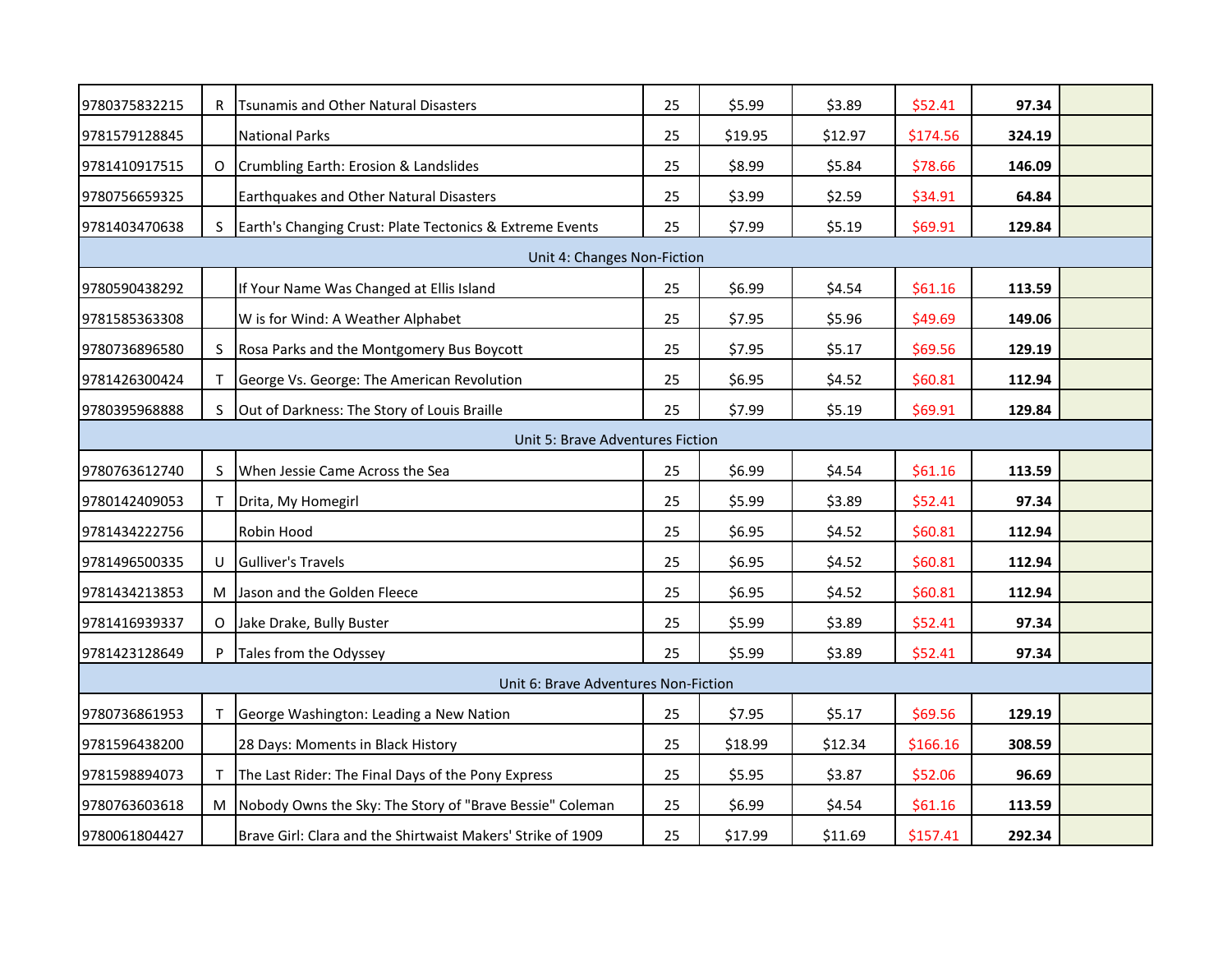| | | | | | | | | |
|---|---|---|---|---|---|---|---|---|
| 9780375832215 | R | Tsunamis and Other Natural Disasters | 25 | $5.99 | $3.89 | $52.41 | **97.34** | |
| 9781579128845 | | National Parks | 25 | $19.95 | $12.97 | $174.56 | **324.19** | |
| 9781410917515 | O | Crumbling Earth: Erosion & Landslides | 25 | $8.99 | $5.84 | $78.66 | **146.09** | |
| 9780756659325 | | Earthquakes and Other Natural Disasters | 25 | $3.99 | $2.59 | $34.91 | **64.84** | |
| 9781403470638 | S | Earth's Changing Crust: Plate Tectonics & Extreme Events | 25 | $7.99 | $5.19 | $69.91 | **129.84** | |
| Unit 4: Changes Non-Fiction | | | | | | | | |
| 9780590438292 | | If Your Name Was Changed at Ellis Island | 25 | $6.99 | $4.54 | $61.16 | **113.59** | |
| 9781585363308 | | W is for Wind: A Weather Alphabet | 25 | $7.95 | $5.96 | $49.69 | **149.06** | |
| 9780736896580 | S | Rosa Parks and the Montgomery Bus Boycott | 25 | $7.95 | $5.17 | $69.56 | **129.19** | |
| 9781426300424 | T | George Vs. George: The American Revolution | 25 | $6.95 | $4.52 | $60.81 | **112.94** | |
| 9780395968888 | S | Out of Darkness: The Story of Louis Braille | 25 | $7.99 | $5.19 | $69.91 | **129.84** | |
| Unit 5: Brave Adventures Fiction | | | | | | | | |
| 9780763612740 | S | When Jessie Came Across the Sea | 25 | $6.99 | $4.54 | $61.16 | **113.59** | |
| 9780142409053 | T | Drita, My Homegirl | 25 | $5.99 | $3.89 | $52.41 | **97.34** | |
| 9781434222756 | | Robin Hood | 25 | $6.95 | $4.52 | $60.81 | **112.94** | |
| 9781496500335 | U | Gulliver's Travels | 25 | $6.95 | $4.52 | $60.81 | **112.94** | |
| 9781434213853 | M | Jason and the Golden Fleece | 25 | $6.95 | $4.52 | $60.81 | **112.94** | |
| 9781416939337 | O | Jake Drake, Bully Buster | 25 | $5.99 | $3.89 | $52.41 | **97.34** | |
| 9781423128649 | P | Tales from the Odyssey | 25 | $5.99 | $3.89 | $52.41 | **97.34** | |
| Unit 6: Brave Adventures Non-Fiction | | | | | | | | |
| 9780736861953 | T | George Washington: Leading a New Nation | 25 | $7.95 | $5.17 | $69.56 | **129.19** | |
| 9781596438200 | | 28 Days: Moments in Black History | 25 | $18.99 | $12.34 | $166.16 | **308.59** | |
| 9781598894073 | T | The Last Rider: The Final Days of the Pony Express | 25 | $5.95 | $3.87 | $52.06 | **96.69** | |
| 9780763603618 | M | Nobody Owns the Sky: The Story of "Brave Bessie" Coleman | 25 | $6.99 | $4.54 | $61.16 | **113.59** | |
| 9780061804427 | | Brave Girl: Clara and the Shirtwaist Makers' Strike of 1909 | 25 | $17.99 | $11.69 | $157.41 | **292.34** | |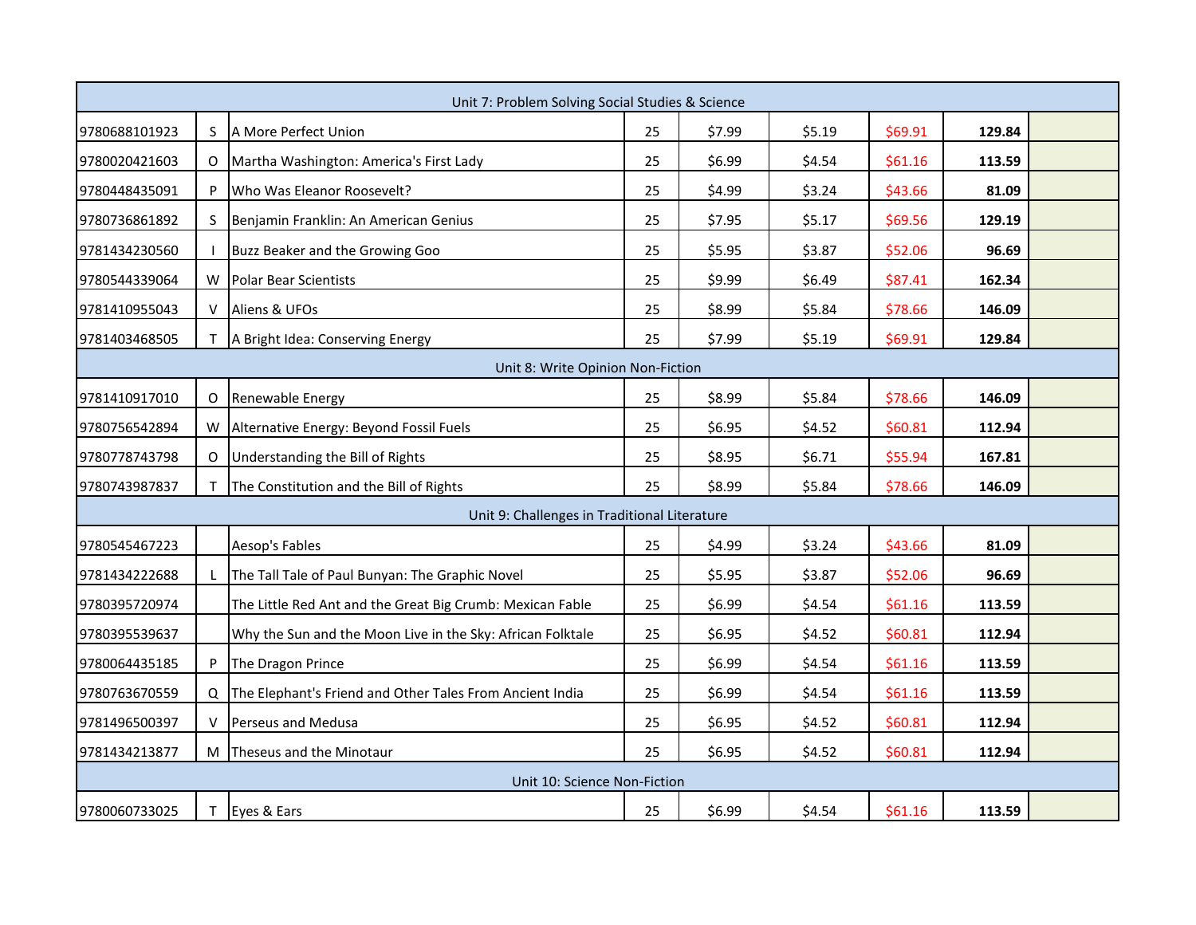| | | | | | | | | |
|---|---|---|---|---|---|---|---|---|
| Unit 7: Problem Solving Social Studies & Science | | | | | | | | |
| 9780688101923 | S | A More Perfect Union | 25 | $7.99 | $5.19 | $69.91 | **129.84** | |
| 9780020421603 | O | Martha Washington: America's First Lady | 25 | $6.99 | $4.54 | $61.16 | **113.59** | |
| 9780448435091 | P | Who Was Eleanor Roosevelt? | 25 | $4.99 | $3.24 | $43.66 | **81.09** | |
| 9780736861892 | S | Benjamin Franklin: An American Genius | 25 | $7.95 | $5.17 | $69.56 | **129.19** | |
| 9781434230560 | I | Buzz Beaker and the Growing Goo | 25 | $5.95 | $3.87 | $52.06 | **96.69** | |
| 9780544339064 | W | Polar Bear Scientists | 25 | $9.99 | $6.49 | $87.41 | **162.34** | |
| 9781410955043 | V | Aliens & UFOs | 25 | $8.99 | $5.84 | $78.66 | **146.09** | |
| 9781403468505 | T | A Bright Idea: Conserving Energy | 25 | $7.99 | $5.19 | $69.91 | **129.84** | |
| Unit 8: Write Opinion Non-Fiction | | | | | | | | |
| 9781410917010 | O | Renewable Energy | 25 | $8.99 | $5.84 | $78.66 | **146.09** | |
| 9780756542894 | W | Alternative Energy: Beyond Fossil Fuels | 25 | $6.95 | $4.52 | $60.81 | **112.94** | |
| 9780778743798 | O | Understanding the Bill of Rights | 25 | $8.95 | $6.71 | $55.94 | **167.81** | |
| 9780743987837 | T | The Constitution and the Bill of Rights | 25 | $8.99 | $5.84 | $78.66 | **146.09** | |
| Unit 9: Challenges in Traditional Literature | | | | | | | | |
| 9780545467223 | | Aesop's Fables | 25 | $4.99 | $3.24 | $43.66 | **81.09** | |
| 9781434222688 | L | The Tall Tale of Paul Bunyan: The Graphic Novel | 25 | $5.95 | $3.87 | $52.06 | **96.69** | |
| 9780395720974 | | The Little Red Ant and the Great Big Crumb: Mexican Fable | 25 | $6.99 | $4.54 | $61.16 | **113.59** | |
| 9780395539637 | | Why the Sun and the Moon Live in the Sky: African Folktale | 25 | $6.95 | $4.52 | $60.81 | **112.94** | |
| 9780064435185 | P | The Dragon Prince | 25 | $6.99 | $4.54 | $61.16 | **113.59** | |
| 9780763670559 | Q | The Elephant's Friend and Other Tales From Ancient India | 25 | $6.99 | $4.54 | $61.16 | **113.59** | |
| 9781496500397 | V | Perseus and Medusa | 25 | $6.95 | $4.52 | $60.81 | **112.94** | |
| 9781434213877 | M | Theseus and the Minotaur | 25 | $6.95 | $4.52 | $60.81 | **112.94** | |
| Unit 10: Science Non-Fiction | | | | | | | | |
| 9780060733025 | T | Eyes & Ears | 25 | $6.99 | $4.54 | $61.16 | **113.59** | |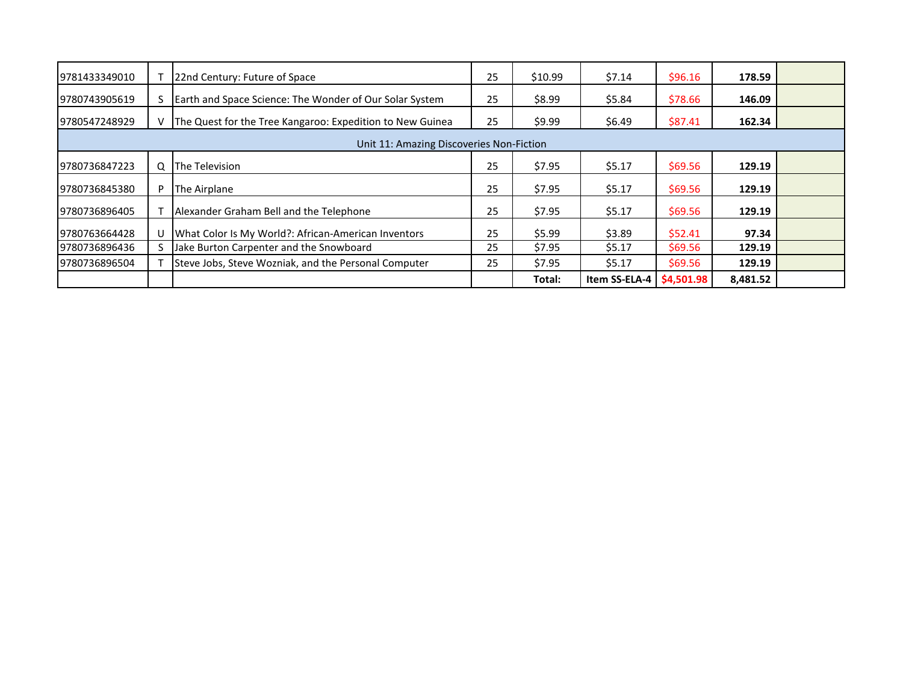| | | | | | | | | |
|---|---|---|---|---|---|---|---|---|
| 9781433349010 | T | 22nd Century: Future of Space | 25 | $10.99 | $7.14 | $96.16 | **178.59** | |
| 9780743905619 | S | Earth and Space Science: The Wonder of Our Solar System | 25 | $8.99 | $5.84 | $78.66 | **146.09** | |
| 9780547248929 | V | The Quest for the Tree Kangaroo: Expedition to New Guinea | 25 | $9.99 | $6.49 | $87.41 | **162.34** | |
| Unit 11: Amazing Discoveries Non-Fiction | | | | | | | | |
| 9780736847223 | Q | The Television | 25 | $7.95 | $5.17 | $69.56 | **129.19** | |
| 9780736845380 | P | The Airplane | 25 | $7.95 | $5.17 | $69.56 | **129.19** | |
| 9780736896405 | T | Alexander Graham Bell and the Telephone | 25 | $7.95 | $5.17 | $69.56 | **129.19** | |
| 9780763664428 | U | What Color Is My World?: African-American Inventors | 25 | $5.99 | $3.89 | $52.41 | **97.34** | |
| 9780736896436 | S | Jake Burton Carpenter and the Snowboard | 25 | $7.95 | $5.17 | $69.56 | **129.19** | |
| 9780736896504 | T | Steve Jobs, Steve Wozniak, and the Personal Computer | 25 | $7.95 | $5.17 | $69.56 | **129.19** | |
| | | | | **Total:** | **Item SS-ELA-4** | **$4,501.98** | **8,481.52** | |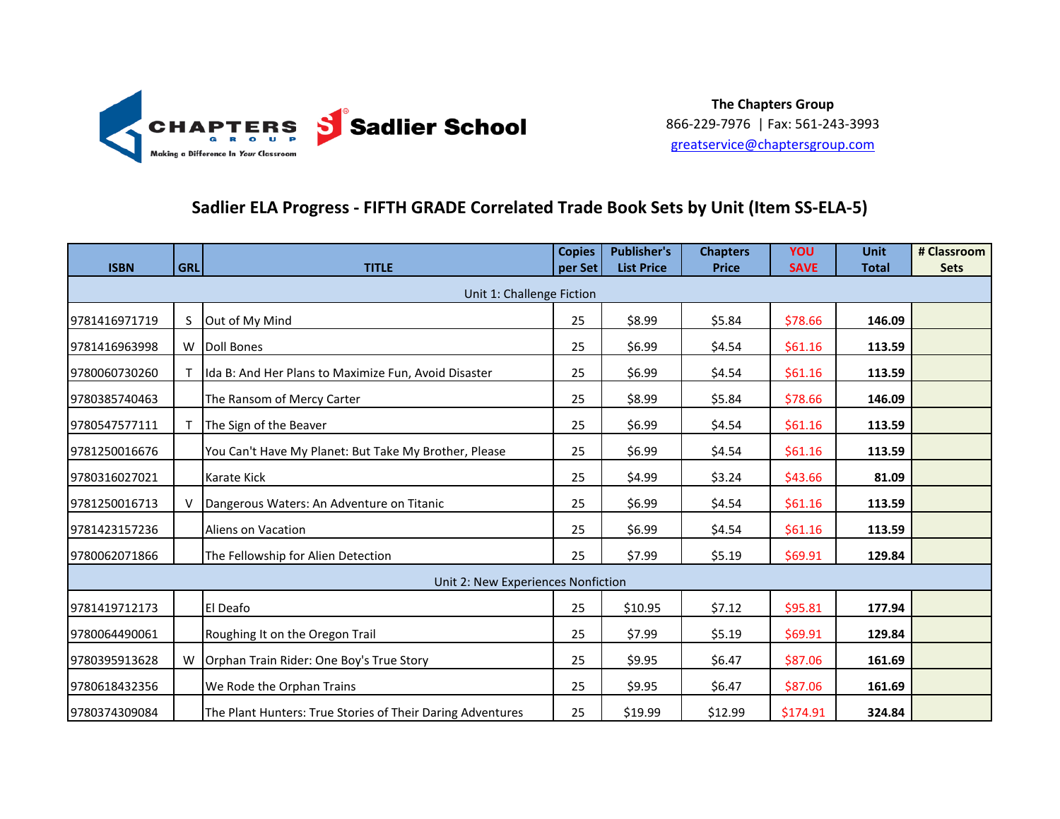**The Chapters Group**
866-229-7976 | Fax: 561-243-3993
greatservice@chaptersgroup.com

## Sadlier ELA Progress - FIFTH GRADE Correlated Trade Book Sets by Unit (Item SS-ELA-5)

| ISBN | GRL | TITLE | Copies per Set | Publisher's List Price | Chapters Price | YOU SAVE | Unit Total | # Classroom Sets |
|---|---|---|---|---|---|---|---|---|
| Unit 1: Challenge Fiction | | | | | | | | |
| 9781416971719 | S | Out of My Mind | 25 | $8.99 | $5.84 | $78.66 | **146.09** | |
| 9781416963998 | W | Doll Bones | 25 | $6.99 | $4.54 | $61.16 | **113.59** | |
| 9780060730260 | T | Ida B: And Her Plans to Maximize Fun, Avoid Disaster | 25 | $6.99 | $4.54 | $61.16 | **113.59** | |
| 9780385740463 | | The Ransom of Mercy Carter | 25 | $8.99 | $5.84 | $78.66 | **146.09** | |
| 9780547577111 | T | The Sign of the Beaver | 25 | $6.99 | $4.54 | $61.16 | **113.59** | |
| 9781250016676 | | You Can't Have My Planet: But Take My Brother, Please | 25 | $6.99 | $4.54 | $61.16 | **113.59** | |
| 9780316027021 | | Karate Kick | 25 | $4.99 | $3.24 | $43.66 | **81.09** | |
| 9781250016713 | V | Dangerous Waters: An Adventure on Titanic | 25 | $6.99 | $4.54 | $61.16 | **113.59** | |
| 9781423157236 | | Aliens on Vacation | 25 | $6.99 | $4.54 | $61.16 | **113.59** | |
| 9780062071866 | | The Fellowship for Alien Detection | 25 | $7.99 | $5.19 | $69.91 | **129.84** | |
| Unit 2: New Experiences Nonfiction | | | | | | | | |
| 9781419712173 | | El Deafo | 25 | $10.95 | $7.12 | $95.81 | **177.94** | |
| 9780064490061 | | Roughing It on the Oregon Trail | 25 | $7.99 | $5.19 | $69.91 | **129.84** | |
| 9780395913628 | W | Orphan Train Rider: One Boy's True Story | 25 | $9.95 | $6.47 | $87.06 | **161.69** | |
| 9780618432356 | | We Rode the Orphan Trains | 25 | $9.95 | $6.47 | $87.06 | **161.69** | |
| 9780374309084 | | The Plant Hunters: True Stories of Their Daring Adventures | 25 | $19.99 | $12.99 | $174.91 | **324.84** | |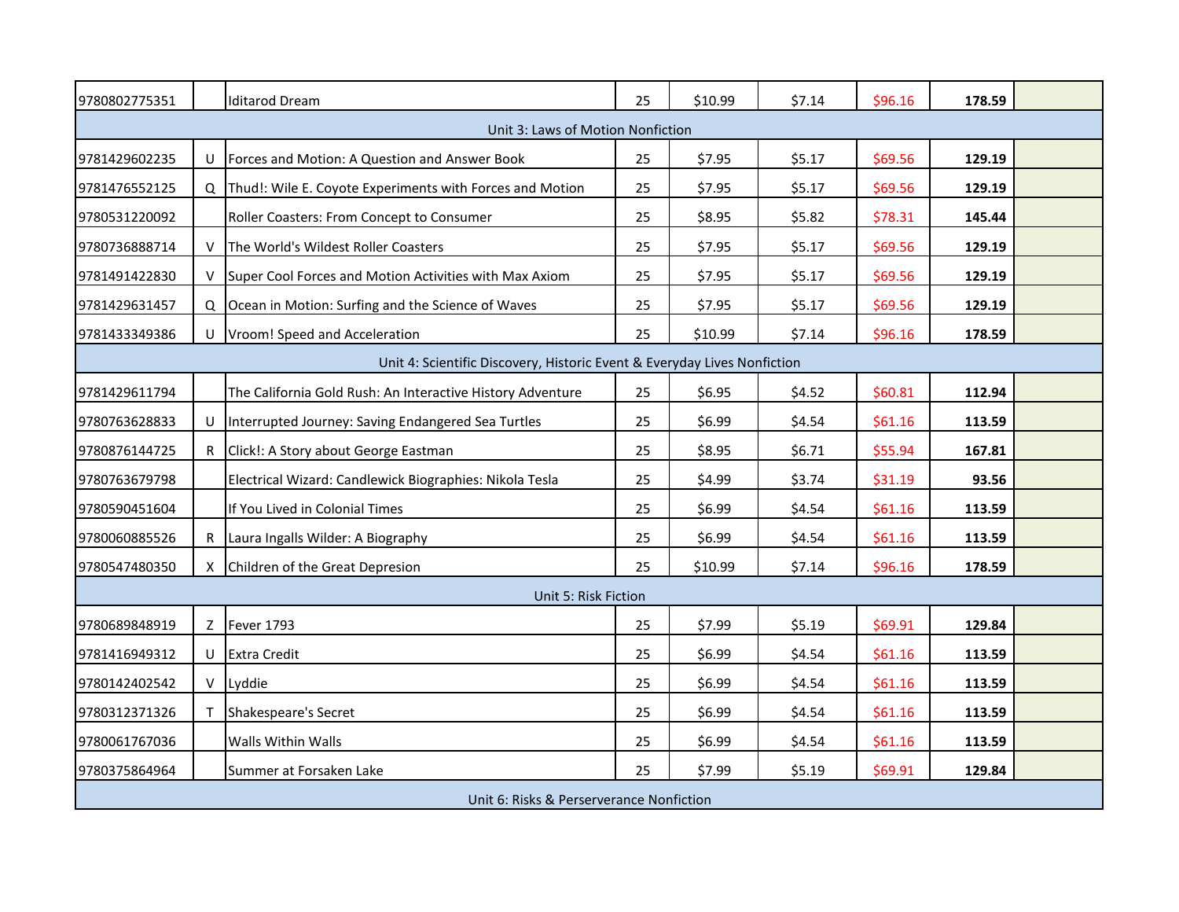| | | | | | | | | |
|---|---|---|---|---|---|---|---|---|
| 9780802775351 | | Iditarod Dream | 25 | $10.99 | $7.14 | $96.16 | **178.59** | |
| Unit 3: Laws of Motion Nonfiction | | | | | | | | |
| 9781429602235 | U | Forces and Motion: A Question and Answer Book | 25 | $7.95 | $5.17 | $69.56 | **129.19** | |
| 9781476552125 | Q | Thud!: Wile E. Coyote Experiments with Forces and Motion | 25 | $7.95 | $5.17 | $69.56 | **129.19** | |
| 9780531220092 | | Roller Coasters: From Concept to Consumer | 25 | $8.95 | $5.82 | $78.31 | **145.44** | |
| 9780736888714 | V | The World's Wildest Roller Coasters | 25 | $7.95 | $5.17 | $69.56 | **129.19** | |
| 9781491422830 | V | Super Cool Forces and Motion Activities with Max Axiom | 25 | $7.95 | $5.17 | $69.56 | **129.19** | |
| 9781429631457 | Q | Ocean in Motion: Surfing and the Science of Waves | 25 | $7.95 | $5.17 | $69.56 | **129.19** | |
| 9781433349386 | U | Vroom! Speed and Acceleration | 25 | $10.99 | $7.14 | $96.16 | **178.59** | |
| Unit 4: Scientific Discovery, Historic Event & Everyday Lives Nonfiction | | | | | | | | |
| 9781429611794 | | The California Gold Rush: An Interactive History Adventure | 25 | $6.95 | $4.52 | $60.81 | **112.94** | |
| 9780763628833 | U | Interrupted Journey: Saving Endangered Sea Turtles | 25 | $6.99 | $4.54 | $61.16 | **113.59** | |
| 9780876144725 | R | Click!: A Story about George Eastman | 25 | $8.95 | $6.71 | $55.94 | **167.81** | |
| 9780763679798 | | Electrical Wizard: Candlewick Biographies: Nikola Tesla | 25 | $4.99 | $3.74 | $31.19 | **93.56** | |
| 9780590451604 | | If You Lived in Colonial Times | 25 | $6.99 | $4.54 | $61.16 | **113.59** | |
| 9780060885526 | R | Laura Ingalls Wilder: A Biography | 25 | $6.99 | $4.54 | $61.16 | **113.59** | |
| 9780547480350 | X | Children of the Great Depresion | 25 | $10.99 | $7.14 | $96.16 | **178.59** | |
| Unit 5: Risk Fiction | | | | | | | | |
| 9780689848919 | Z | Fever 1793 | 25 | $7.99 | $5.19 | $69.91 | **129.84** | |
| 9781416949312 | U | Extra Credit | 25 | $6.99 | $4.54 | $61.16 | **113.59** | |
| 9780142402542 | V | Lyddie | 25 | $6.99 | $4.54 | $61.16 | **113.59** | |
| 9780312371326 | T | Shakespeare's Secret | 25 | $6.99 | $4.54 | $61.16 | **113.59** | |
| 9780061767036 | | Walls Within Walls | 25 | $6.99 | $4.54 | $61.16 | **113.59** | |
| 9780375864964 | | Summer at Forsaken Lake | 25 | $7.99 | $5.19 | $69.91 | **129.84** | |
| Unit 6: Risks & Perserverance Nonfiction | | | | | | | | |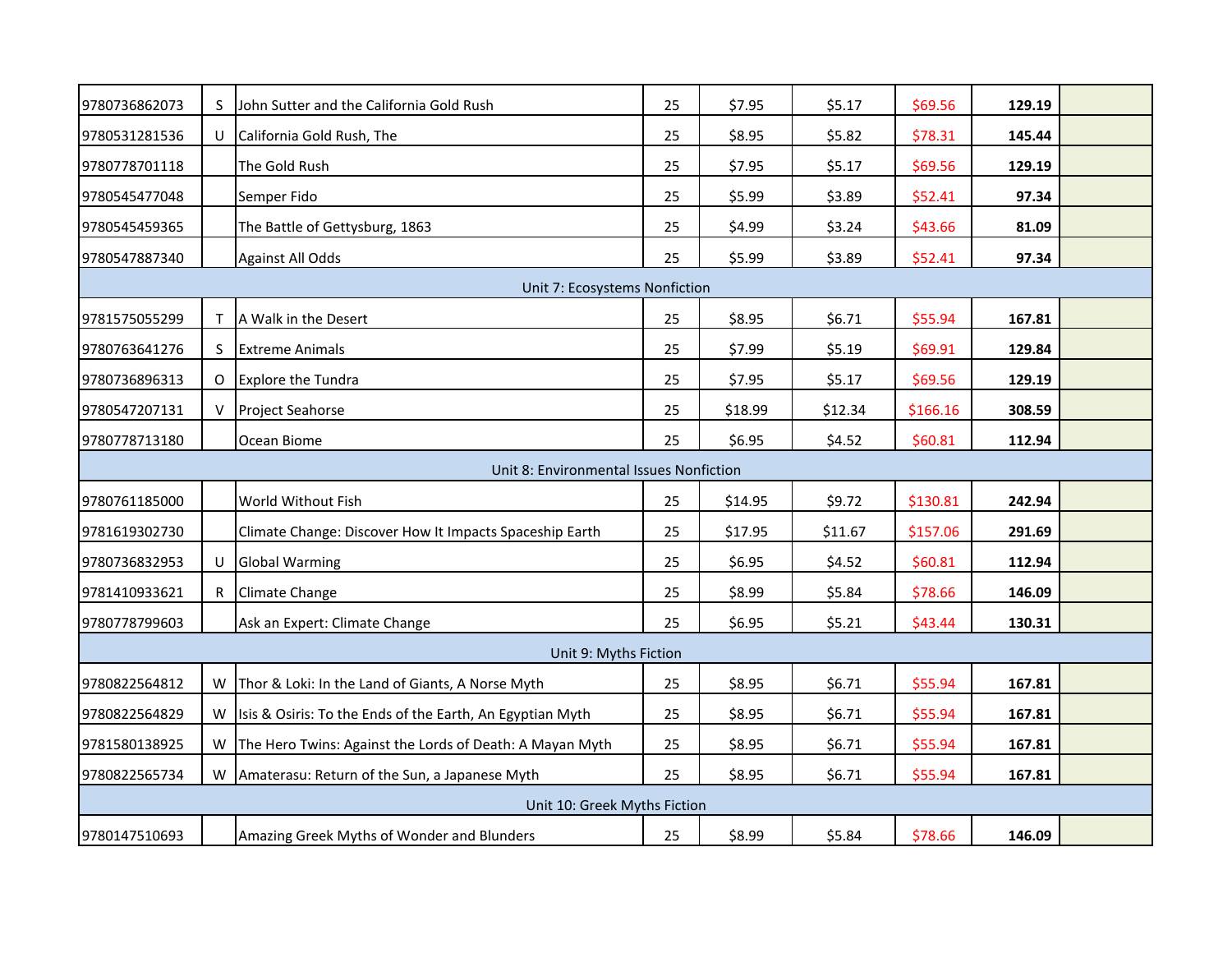| | | | | | | | | |
|---|---|---|---|---|---|---|---|---|
| 9780736862073 | S | John Sutter and the California Gold Rush | 25 | $7.95 | $5.17 | $69.56 | **129.19** | |
| 9780531281536 | U | California Gold Rush, The | 25 | $8.95 | $5.82 | $78.31 | **145.44** | |
| 9780778701118 | | The Gold Rush | 25 | $7.95 | $5.17 | $69.56 | **129.19** | |
| 9780545477048 | | Semper Fido | 25 | $5.99 | $3.89 | $52.41 | **97.34** | |
| 9780545459365 | | The Battle of Gettysburg, 1863 | 25 | $4.99 | $3.24 | $43.66 | **81.09** | |
| 9780547887340 | | Against All Odds | 25 | $5.99 | $3.89 | $52.41 | **97.34** | |
| Unit 7: Ecosystems Nonfiction | | | | | | | | |
| 9781575055299 | T | A Walk in the Desert | 25 | $8.95 | $6.71 | $55.94 | **167.81** | |
| 9780763641276 | S | Extreme Animals | 25 | $7.99 | $5.19 | $69.91 | **129.84** | |
| 9780736896313 | O | Explore the Tundra | 25 | $7.95 | $5.17 | $69.56 | **129.19** | |
| 9780547207131 | V | Project Seahorse | 25 | $18.99 | $12.34 | $166.16 | **308.59** | |
| 9780778713180 | | Ocean Biome | 25 | $6.95 | $4.52 | $60.81 | **112.94** | |
| Unit 8: Environmental Issues Nonfiction | | | | | | | | |
| 9780761185000 | | World Without Fish | 25 | $14.95 | $9.72 | $130.81 | **242.94** | |
| 9781619302730 | | Climate Change: Discover How It Impacts Spaceship Earth | 25 | $17.95 | $11.67 | $157.06 | **291.69** | |
| 9780736832953 | U | Global Warming | 25 | $6.95 | $4.52 | $60.81 | **112.94** | |
| 9781410933621 | R | Climate Change | 25 | $8.99 | $5.84 | $78.66 | **146.09** | |
| 9780778799603 | | Ask an Expert: Climate Change | 25 | $6.95 | $5.21 | $43.44 | **130.31** | |
| Unit 9: Myths Fiction | | | | | | | | |
| 9780822564812 | W | Thor & Loki: In the Land of Giants, A Norse Myth | 25 | $8.95 | $6.71 | $55.94 | **167.81** | |
| 9780822564829 | W | Isis & Osiris: To the Ends of the Earth, An Egyptian Myth | 25 | $8.95 | $6.71 | $55.94 | **167.81** | |
| 9781580138925 | W | The Hero Twins: Against the Lords of Death: A Mayan Myth | 25 | $8.95 | $6.71 | $55.94 | **167.81** | |
| 9780822565734 | W | Amaterasu: Return of the Sun, a Japanese Myth | 25 | $8.95 | $6.71 | $55.94 | **167.81** | |
| Unit 10: Greek Myths Fiction | | | | | | | | |
| 9780147510693 | | Amazing Greek Myths of Wonder and Blunders | 25 | $8.99 | $5.84 | $78.66 | **146.09** | |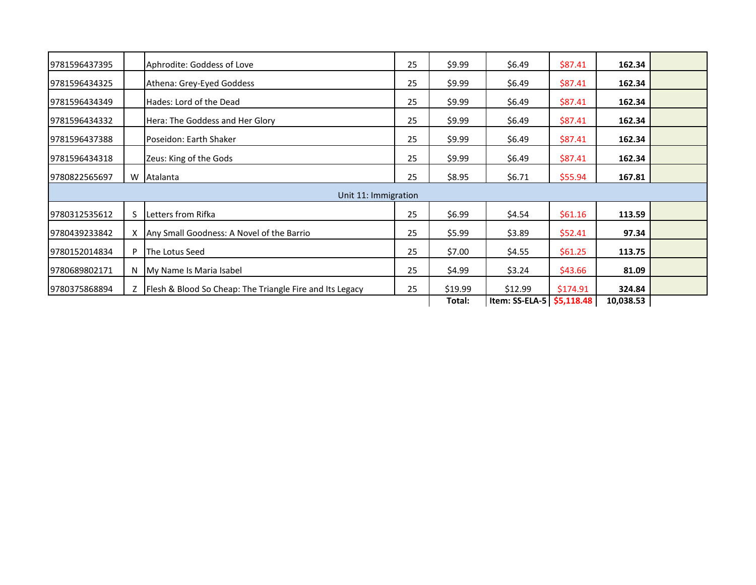| | | | | | | | | |
|---|---|---|---|---|---|---|---|---|
| 9781596437395 | | Aphrodite: Goddess of Love | 25 | $9.99 | $6.49 | $87.41 | **162.34** | |
| 9781596434325 | | Athena: Grey-Eyed Goddess | 25 | $9.99 | $6.49 | $87.41 | **162.34** | |
| 9781596434349 | | Hades: Lord of the Dead | 25 | $9.99 | $6.49 | $87.41 | **162.34** | |
| 9781596434332 | | Hera: The Goddess and Her Glory | 25 | $9.99 | $6.49 | $87.41 | **162.34** | |
| 9781596437388 | | Poseidon: Earth Shaker | 25 | $9.99 | $6.49 | $87.41 | **162.34** | |
| 9781596434318 | | Zeus: King of the Gods | 25 | $9.99 | $6.49 | $87.41 | **162.34** | |
| 9780822565697 | W | Atalanta | 25 | $8.95 | $6.71 | $55.94 | **167.81** | |
| Unit 11: Immigration | | | | | | | | |
| 9780312535612 | S | Letters from Rifka | 25 | $6.99 | $4.54 | $61.16 | **113.59** | |
| 9780439233842 | X | Any Small Goodness: A Novel of the Barrio | 25 | $5.99 | $3.89 | $52.41 | **97.34** | |
| 9780152014834 | P | The Lotus Seed | 25 | $7.00 | $4.55 | $61.25 | **113.75** | |
| 9780689802171 | N | My Name Is Maria Isabel | 25 | $4.99 | $3.24 | $43.66 | **81.09** | |
| 9780375868894 | Z | Flesh & Blood So Cheap: The Triangle Fire and Its Legacy | 25 | $19.99 | $12.99 | $174.91 | **324.84** | |
| | | | | **Total:** | **Item: SS-ELA-5** | **$5,118.48** | **10,038.53** | |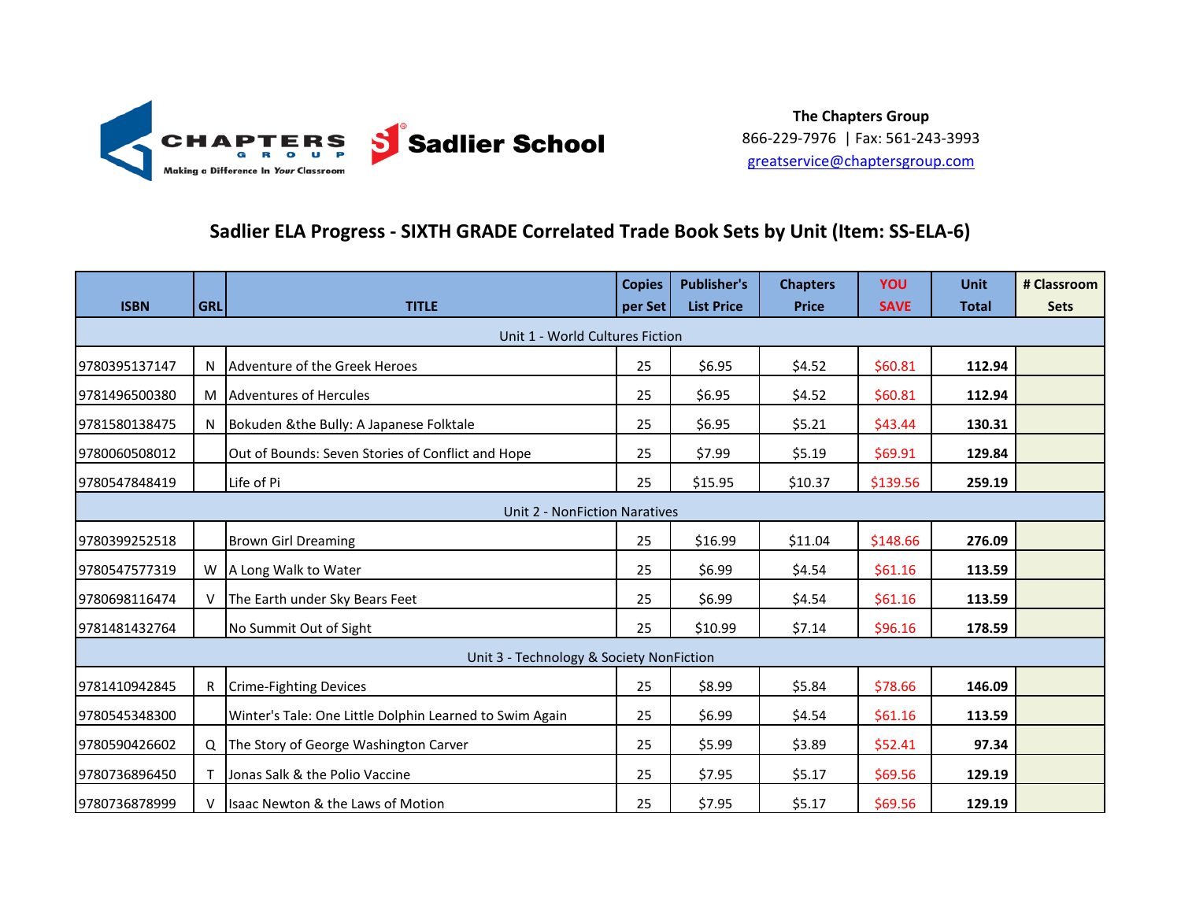**The Chapters Group**
866-229-7976 | Fax: 561-243-3993
greatservice@chaptersgroup.com

## Sadlier ELA Progress - SIXTH GRADE Correlated Trade Book Sets by Unit (Item: SS-ELA-6)

| ISBN | GRL | TITLE | Copies per Set | Publisher's List Price | Chapters Price | YOU SAVE | Unit Total | # Classroom Sets |
|---|---|---|---|---|---|---|---|---|
| Unit 1 - World Cultures Fiction | | | | | | | | |
| 9780395137147 | N | Adventure of the Greek Heroes | 25 | $6.95 | $4.52 | $60.81 | 112.94 | |
| 9781496500380 | M | Adventures of Hercules | 25 | $6.95 | $4.52 | $60.81 | 112.94 | |
| 9781580138475 | N | Bokuden &the Bully: A Japanese Folktale | 25 | $6.95 | $5.21 | $43.44 | 130.31 | |
| 9780060508012 | | Out of Bounds: Seven Stories of Conflict and Hope | 25 | $7.99 | $5.19 | $69.91 | 129.84 | |
| 9780547848419 | | Life of Pi | 25 | $15.95 | $10.37 | $139.56 | 259.19 | |
| Unit 2 - NonFiction Naratives | | | | | | | | |
| 9780399252518 | | Brown Girl Dreaming | 25 | $16.99 | $11.04 | $148.66 | 276.09 | |
| 9780547577319 | W | A Long Walk to Water | 25 | $6.99 | $4.54 | $61.16 | 113.59 | |
| 9780698116474 | V | The Earth under Sky Bears Feet | 25 | $6.99 | $4.54 | $61.16 | 113.59 | |
| 9781481432764 | | No Summit Out of Sight | 25 | $10.99 | $7.14 | $96.16 | 178.59 | |
| Unit 3 - Technology & Society NonFiction | | | | | | | | |
| 9781410942845 | R | Crime-Fighting Devices | 25 | $8.99 | $5.84 | $78.66 | 146.09 | |
| 9780545348300 | | Winter's Tale: One Little Dolphin Learned to Swim Again | 25 | $6.99 | $4.54 | $61.16 | 113.59 | |
| 9780590426602 | Q | The Story of George Washington Carver | 25 | $5.99 | $3.89 | $52.41 | 97.34 | |
| 9780736896450 | T | Jonas Salk & the Polio Vaccine | 25 | $7.95 | $5.17 | $69.56 | 129.19 | |
| 9780736878999 | V | Isaac Newton & the Laws of Motion | 25 | $7.95 | $5.17 | $69.56 | 129.19 | |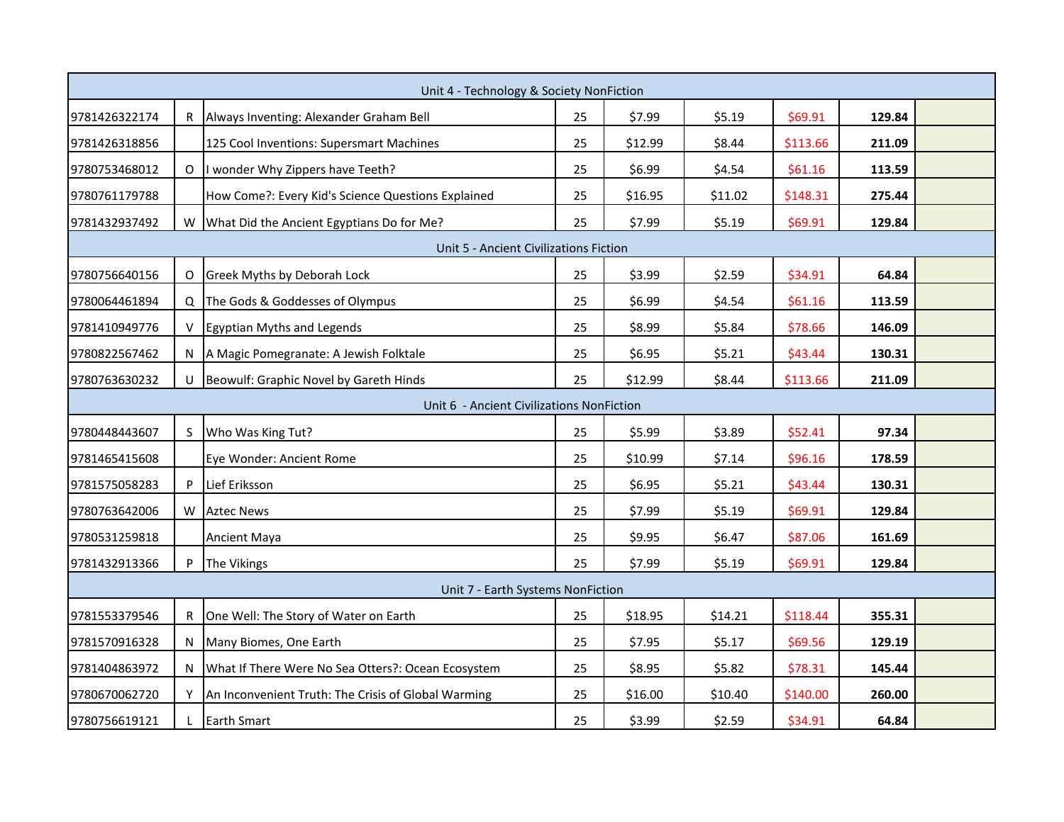| | | | | | | | | |
|---|---|---|---|---|---|---|---|---|
| Unit 4 - Technology & Society NonFiction | | | | | | | | |
| 9781426322174 | R | Always Inventing: Alexander Graham Bell | 25 | $7.99 | $5.19 | $69.91 | **129.84** | |
| 9781426318856 | | 125 Cool Inventions: Supersmart Machines | 25 | $12.99 | $8.44 | $113.66 | **211.09** | |
| 9780753468012 | O | I wonder Why Zippers have Teeth? | 25 | $6.99 | $4.54 | $61.16 | **113.59** | |
| 9780761179788 | | How Come?: Every Kid's Science Questions Explained | 25 | $16.95 | $11.02 | $148.31 | **275.44** | |
| 9781432937492 | W | What Did the Ancient Egyptians Do for Me? | 25 | $7.99 | $5.19 | $69.91 | **129.84** | |
| Unit 5 - Ancient Civilizations Fiction | | | | | | | | |
| 9780756640156 | O | Greek Myths by Deborah Lock | 25 | $3.99 | $2.59 | $34.91 | **64.84** | |
| 9780064461894 | Q | The Gods & Goddesses of Olympus | 25 | $6.99 | $4.54 | $61.16 | **113.59** | |
| 9781410949776 | V | Egyptian Myths and Legends | 25 | $8.99 | $5.84 | $78.66 | **146.09** | |
| 9780822567462 | N | A Magic Pomegranate: A Jewish Folktale | 25 | $6.95 | $5.21 | $43.44 | **130.31** | |
| 9780763630232 | U | Beowulf: Graphic Novel by Gareth Hinds | 25 | $12.99 | $8.44 | $113.66 | **211.09** | |
| Unit 6 - Ancient Civilizations NonFiction | | | | | | | | |
| 9780448443607 | S | Who Was King Tut? | 25 | $5.99 | $3.89 | $52.41 | **97.34** | |
| 9781465415608 | | Eye Wonder: Ancient Rome | 25 | $10.99 | $7.14 | $96.16 | **178.59** | |
| 9781575058283 | P | Lief Eriksson | 25 | $6.95 | $5.21 | $43.44 | **130.31** | |
| 9780763642006 | W | Aztec News | 25 | $7.99 | $5.19 | $69.91 | **129.84** | |
| 9780531259818 | | Ancient Maya | 25 | $9.95 | $6.47 | $87.06 | **161.69** | |
| 9781432913366 | P | The Vikings | 25 | $7.99 | $5.19 | $69.91 | **129.84** | |
| Unit 7 - Earth Systems NonFiction | | | | | | | | |
| 9781553379546 | R | One Well: The Story of Water on Earth | 25 | $18.95 | $14.21 | $118.44 | **355.31** | |
| 9781570916328 | N | Many Biomes, One Earth | 25 | $7.95 | $5.17 | $69.56 | **129.19** | |
| 9781404863972 | N | What If There Were No Sea Otters?: Ocean Ecosystem | 25 | $8.95 | $5.82 | $78.31 | **145.44** | |
| 9780670062720 | Y | An Inconvenient Truth: The Crisis of Global Warming | 25 | $16.00 | $10.40 | $140.00 | **260.00** | |
| 9780756619121 | L | Earth Smart | 25 | $3.99 | $2.59 | $34.91 | **64.84** | |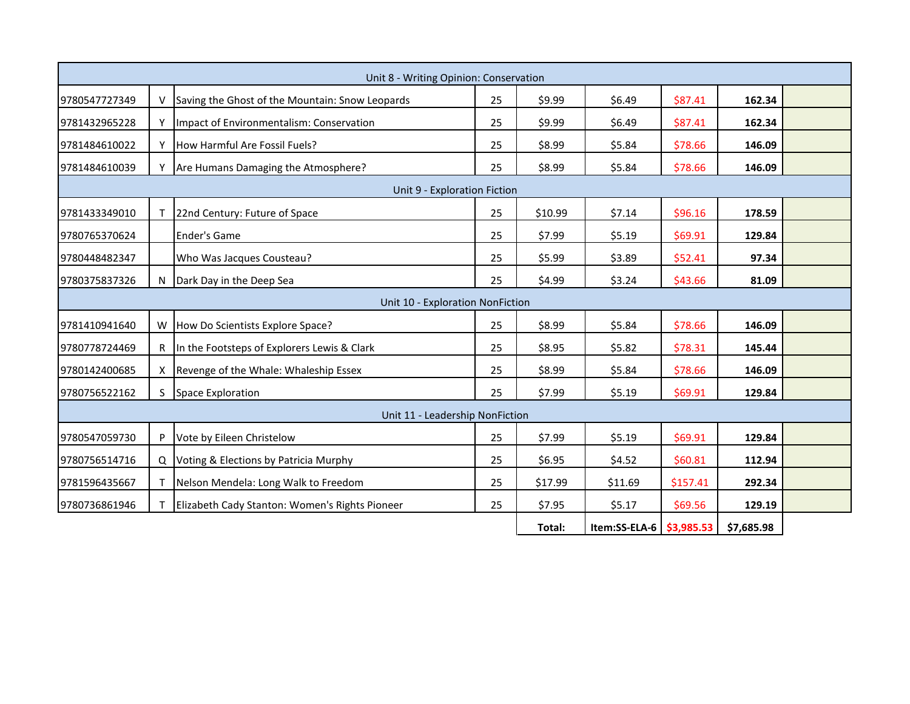| | | | | | | | | |
|---|---|---|---|---|---|---|---|---|
| Unit 8 - Writing Opinion: Conservation | | | | | | | | |
| 9780547727349 | V | Saving the Ghost of the Mountain: Snow Leopards | 25 | $9.99 | $6.49 | $87.41 | 162.34 | |
| 9781432965228 | Y | Impact of Environmentalism: Conservation | 25 | $9.99 | $6.49 | $87.41 | 162.34 | |
| 9781484610022 | Y | How Harmful Are Fossil Fuels? | 25 | $8.99 | $5.84 | $78.66 | 146.09 | |
| 9781484610039 | Y | Are Humans Damaging the Atmosphere? | 25 | $8.99 | $5.84 | $78.66 | 146.09 | |
| Unit 9 - Exploration Fiction | | | | | | | | |
| 9781433349010 | T | 22nd Century: Future of Space | 25 | $10.99 | $7.14 | $96.16 | 178.59 | |
| 9780765370624 | | Ender's Game | 25 | $7.99 | $5.19 | $69.91 | 129.84 | |
| 9780448482347 | | Who Was Jacques Cousteau? | 25 | $5.99 | $3.89 | $52.41 | 97.34 | |
| 9780375837326 | N | Dark Day in the Deep Sea | 25 | $4.99 | $3.24 | $43.66 | 81.09 | |
| Unit 10 - Exploration NonFiction | | | | | | | | |
| 9781410941640 | W | How Do Scientists Explore Space? | 25 | $8.99 | $5.84 | $78.66 | 146.09 | |
| 9780778724469 | R | In the Footsteps of Explorers Lewis & Clark | 25 | $8.95 | $5.82 | $78.31 | 145.44 | |
| 9780142400685 | X | Revenge of the Whale: Whaleship Essex | 25 | $8.99 | $5.84 | $78.66 | 146.09 | |
| 9780756522162 | S | Space Exploration | 25 | $7.99 | $5.19 | $69.91 | 129.84 | |
| Unit 11 - Leadership NonFiction | | | | | | | | |
| 9780547059730 | P | Vote by Eileen Christelow | 25 | $7.99 | $5.19 | $69.91 | 129.84 | |
| 9780756514716 | Q | Voting & Elections by Patricia Murphy | 25 | $6.95 | $4.52 | $60.81 | 112.94 | |
| 9781596435667 | T | Nelson Mendela: Long Walk to Freedom | 25 | $17.99 | $11.69 | $157.41 | 292.34 | |
| 9780736861946 | T | Elizabeth Cady Stanton: Women's Rights Pioneer | 25 | $7.95 | $5.17 | $69.56 | 129.19 | |
| | | | | **Total:** | **Item:SS-ELA-6** | **$3,985.53** | **$7,685.98** | |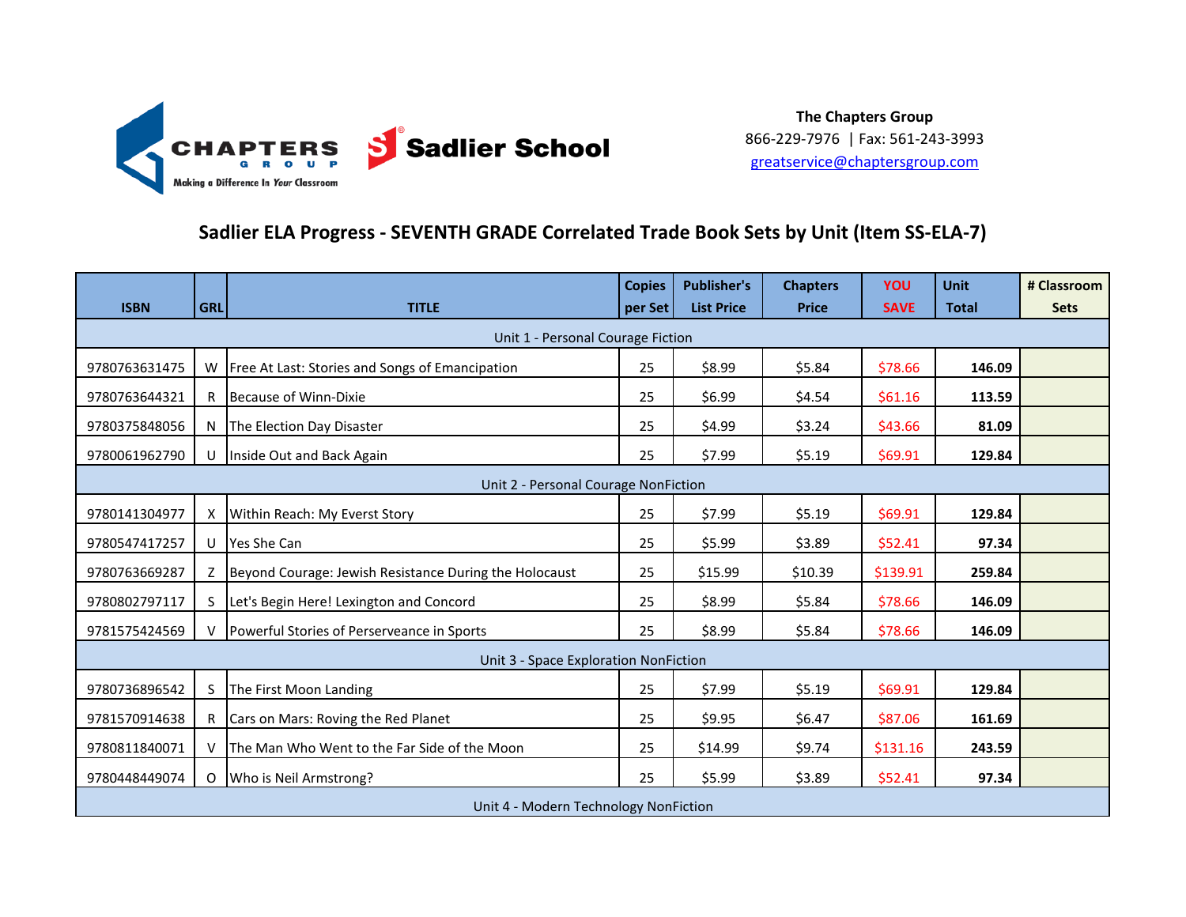**The Chapters Group**
866-229-7976 | Fax: 561-243-3993
greatservice@chaptersgroup.com

## Sadlier ELA Progress - SEVENTH GRADE Correlated Trade Book Sets by Unit (Item SS-ELA-7)

| ISBN | GRL | TITLE | Copies per Set | Publisher's List Price | Chapters Price | YOU SAVE | Unit Total | # Classroom Sets |
|---|---|---|---|---|---|---|---|---|
| Unit 1 - Personal Courage Fiction | | | | | | | | |
| 9780763631475 | W | Free At Last: Stories and Songs of Emancipation | 25 | $8.99 | $5.84 | $78.66 | 146.09 | |
| 9780763644321 | R | Because of Winn-Dixie | 25 | $6.99 | $4.54 | $61.16 | 113.59 | |
| 9780375848056 | N | The Election Day Disaster | 25 | $4.99 | $3.24 | $43.66 | 81.09 | |
| 9780061962790 | U | Inside Out and Back Again | 25 | $7.99 | $5.19 | $69.91 | 129.84 | |
| Unit 2 - Personal Courage NonFiction | | | | | | | | |
| 9780141304977 | X | Within Reach: My Everst Story | 25 | $7.99 | $5.19 | $69.91 | 129.84 | |
| 9780547417257 | U | Yes She Can | 25 | $5.99 | $3.89 | $52.41 | 97.34 | |
| 9780763669287 | Z | Beyond Courage: Jewish Resistance During the Holocaust | 25 | $15.99 | $10.39 | $139.91 | 259.84 | |
| 9780802797117 | S | Let's Begin Here! Lexington and Concord | 25 | $8.99 | $5.84 | $78.66 | 146.09 | |
| 9781575424569 | V | Powerful Stories of Perserveance in Sports | 25 | $8.99 | $5.84 | $78.66 | 146.09 | |
| Unit 3 - Space Exploration NonFiction | | | | | | | | |
| 9780736896542 | S | The First Moon Landing | 25 | $7.99 | $5.19 | $69.91 | 129.84 | |
| 9781570914638 | R | Cars on Mars: Roving the Red Planet | 25 | $9.95 | $6.47 | $87.06 | 161.69 | |
| 9780811840071 | V | The Man Who Went to the Far Side of the Moon | 25 | $14.99 | $9.74 | $131.16 | 243.59 | |
| 9780448449074 | O | Who is Neil Armstrong? | 25 | $5.99 | $3.89 | $52.41 | 97.34 | |
| Unit 4 - Modern Technology NonFiction | | | | | | | | |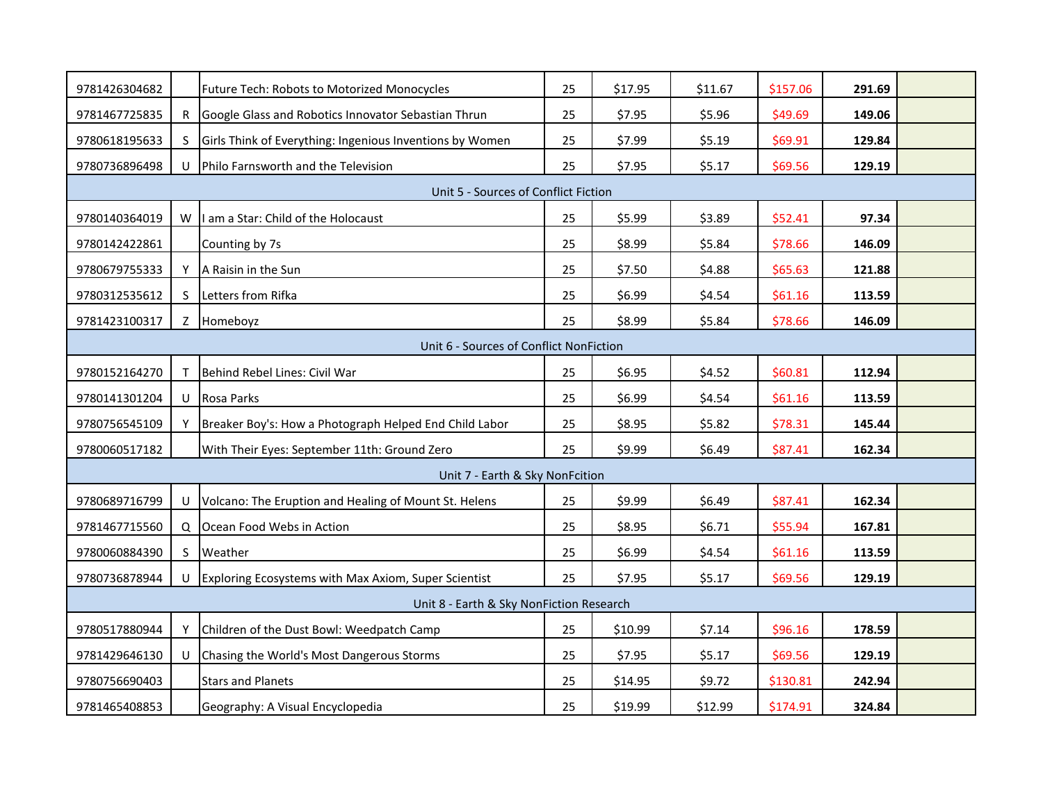| | | | | | | | | |
|---|---|---|---|---|---|---|---|---|
| 9781426304682 | | Future Tech: Robots to Motorized Monocycles | 25 | $17.95 | $11.67 | $157.06 | **291.69** | |
| 9781467725835 | R | Google Glass and Robotics Innovator Sebastian Thrun | 25 | $7.95 | $5.96 | $49.69 | **149.06** | |
| 9780618195633 | S | Girls Think of Everything: Ingenious Inventions by Women | 25 | $7.99 | $5.19 | $69.91 | **129.84** | |
| 9780736896498 | U | Philo Farnsworth and the Television | 25 | $7.95 | $5.17 | $69.56 | **129.19** | |
| Unit 5 - Sources of Conflict Fiction | | | | | | | | |
| 9780140364019 | W | I am a Star: Child of the Holocaust | 25 | $5.99 | $3.89 | $52.41 | **97.34** | |
| 9780142422861 | | Counting by 7s | 25 | $8.99 | $5.84 | $78.66 | **146.09** | |
| 9780679755333 | Y | A Raisin in the Sun | 25 | $7.50 | $4.88 | $65.63 | **121.88** | |
| 9780312535612 | S | Letters from Rifka | 25 | $6.99 | $4.54 | $61.16 | **113.59** | |
| 9781423100317 | Z | Homeboyz | 25 | $8.99 | $5.84 | $78.66 | **146.09** | |
| Unit 6 - Sources of Conflict NonFiction | | | | | | | | |
| 9780152164270 | T | Behind Rebel Lines: Civil War | 25 | $6.95 | $4.52 | $60.81 | **112.94** | |
| 9780141301204 | U | Rosa Parks | 25 | $6.99 | $4.54 | $61.16 | **113.59** | |
| 9780756545109 | Y | Breaker Boy's: How a Photograph Helped End Child Labor | 25 | $8.95 | $5.82 | $78.31 | **145.44** | |
| 9780060517182 | | With Their Eyes: September 11th: Ground Zero | 25 | $9.99 | $6.49 | $87.41 | **162.34** | |
| Unit 7 - Earth & Sky NonFcition | | | | | | | | |
| 9780689716799 | U | Volcano: The Eruption and Healing of Mount St. Helens | 25 | $9.99 | $6.49 | $87.41 | **162.34** | |
| 9781467715560 | Q | Ocean Food Webs in Action | 25 | $8.95 | $6.71 | $55.94 | **167.81** | |
| 9780060884390 | S | Weather | 25 | $6.99 | $4.54 | $61.16 | **113.59** | |
| 9780736878944 | U | Exploring Ecosystems with Max Axiom, Super Scientist | 25 | $7.95 | $5.17 | $69.56 | **129.19** | |
| Unit 8 - Earth & Sky NonFiction Research | | | | | | | | |
| 9780517880944 | Y | Children of the Dust Bowl: Weedpatch Camp | 25 | $10.99 | $7.14 | $96.16 | **178.59** | |
| 9781429646130 | U | Chasing the World's Most Dangerous Storms | 25 | $7.95 | $5.17 | $69.56 | **129.19** | |
| 9780756690403 | | Stars and Planets | 25 | $14.95 | $9.72 | $130.81 | **242.94** | |
| 9781465408853 | | Geography: A Visual Encyclopedia | 25 | $19.99 | $12.99 | $174.91 | **324.84** | |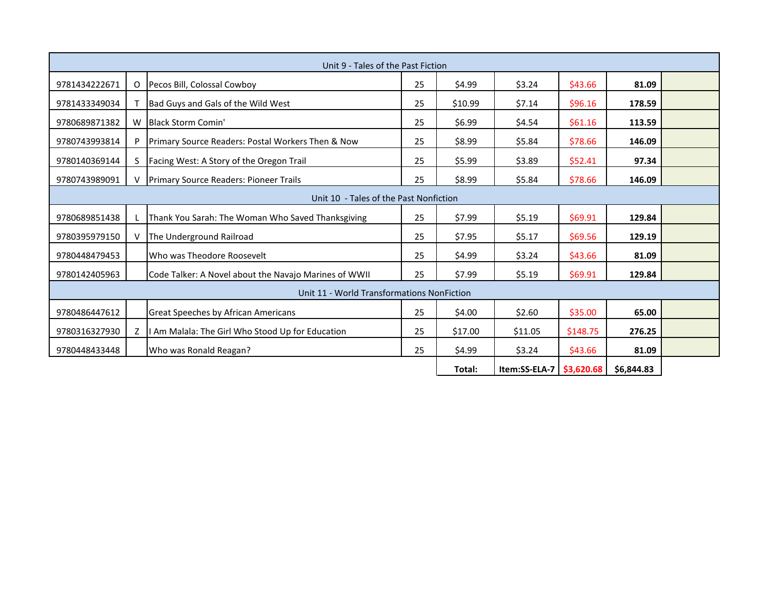| Unit 9 - Tales of the Past Fiction | | | | | | | | |
|---|---|---|---|---|---|---|---|---|
| 9781434222671 | O | Pecos Bill, Colossal Cowboy | 25 | $4.99 | $3.24 | $43.66 | **81.09** | |
| 9781433349034 | T | Bad Guys and Gals of the Wild West | 25 | $10.99 | $7.14 | $96.16 | **178.59** | |
| 9780689871382 | W | Black Storm Comin' | 25 | $6.99 | $4.54 | $61.16 | **113.59** | |
| 9780743993814 | P | Primary Source Readers: Postal Workers Then & Now | 25 | $8.99 | $5.84 | $78.66 | **146.09** | |
| 9780140369144 | S | Facing West: A Story of the Oregon Trail | 25 | $5.99 | $3.89 | $52.41 | **97.34** | |
| 9780743989091 | V | Primary Source Readers: Pioneer Trails | 25 | $8.99 | $5.84 | $78.66 | **146.09** | |
| Unit 10 - Tales of the Past Nonfiction | | | | | | | | |
| 9780689851438 | L | Thank You Sarah: The Woman Who Saved Thanksgiving | 25 | $7.99 | $5.19 | $69.91 | **129.84** | |
| 9780395979150 | V | The Underground Railroad | 25 | $7.95 | $5.17 | $69.56 | **129.19** | |
| 9780448479453 | | Who was Theodore Roosevelt | 25 | $4.99 | $3.24 | $43.66 | **81.09** | |
| 9780142405963 | | Code Talker: A Novel about the Navajo Marines of WWII | 25 | $7.99 | $5.19 | $69.91 | **129.84** | |
| Unit 11 - World Transformations NonFiction | | | | | | | | |
| 9780486447612 | | Great Speeches by African Americans | 25 | $4.00 | $2.60 | $35.00 | **65.00** | |
| 9780316327930 | Z | I Am Malala: The Girl Who Stood Up for Education | 25 | $17.00 | $11.05 | $148.75 | **276.25** | |
| 9780448433448 | | Who was Ronald Reagan? | 25 | $4.99 | $3.24 | $43.66 | **81.09** | |
| | | | | **Total:** | **Item:SS-ELA-7** | **$3,620.68** | **$6,844.83** | |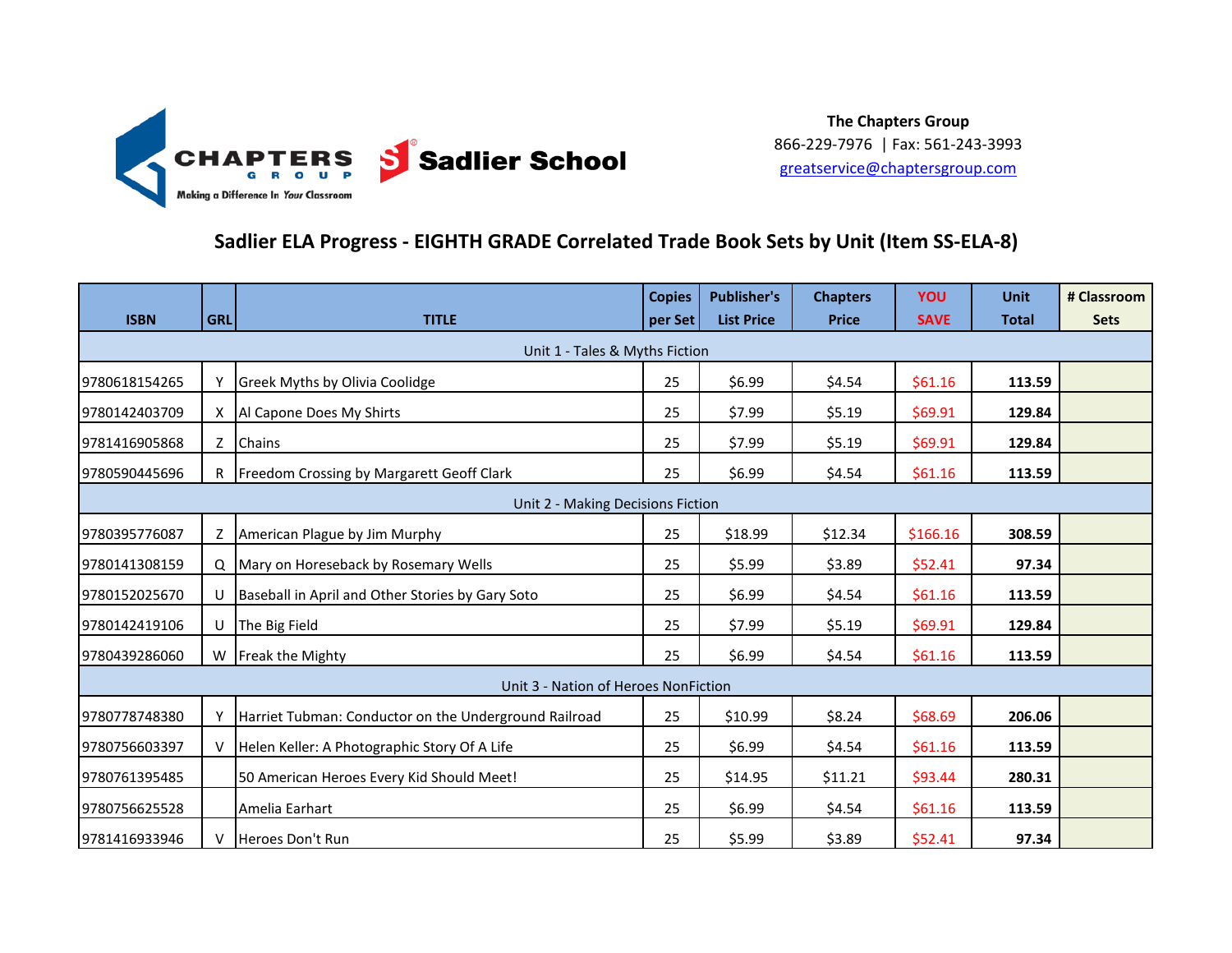The Chapters Group
866-229-7976 | Fax: 561-243-3993
greatservice@chaptersgroup.com

## Sadlier ELA Progress - EIGHTH GRADE Correlated Trade Book Sets by Unit (Item SS-ELA-8)

| ISBN | GRL | TITLE | Copies per Set | Publisher's List Price | Chapters Price | YOU SAVE | Unit Total | # Classroom Sets |
|---|---|---|---|---|---|---|---|---|
| Unit 1 - Tales & Myths Fiction | | | | | | | | |
| 9780618154265 | Y | Greek Myths by Olivia Coolidge | 25 | $6.99 | $4.54 | $61.16 | 113.59 | |
| 9780142403709 | X | Al Capone Does My Shirts | 25 | $7.99 | $5.19 | $69.91 | 129.84 | |
| 9781416905868 | Z | Chains | 25 | $7.99 | $5.19 | $69.91 | 129.84 | |
| 9780590445696 | R | Freedom Crossing by Margarett Geoff Clark | 25 | $6.99 | $4.54 | $61.16 | 113.59 | |
| Unit 2 - Making Decisions Fiction | | | | | | | | |
| 9780395776087 | Z | American Plague by Jim Murphy | 25 | $18.99 | $12.34 | $166.16 | 308.59 | |
| 9780141308159 | Q | Mary on Horseback by Rosemary Wells | 25 | $5.99 | $3.89 | $52.41 | 97.34 | |
| 9780152025670 | U | Baseball in April and Other Stories by Gary Soto | 25 | $6.99 | $4.54 | $61.16 | 113.59 | |
| 9780142419106 | U | The Big Field | 25 | $7.99 | $5.19 | $69.91 | 129.84 | |
| 9780439286060 | W | Freak the Mighty | 25 | $6.99 | $4.54 | $61.16 | 113.59 | |
| Unit 3 - Nation of Heroes NonFiction | | | | | | | | |
| 9780778748380 | Y | Harriet Tubman: Conductor on the Underground Railroad | 25 | $10.99 | $8.24 | $68.69 | 206.06 | |
| 9780756603397 | V | Helen Keller: A Photographic Story Of A Life | 25 | $6.99 | $4.54 | $61.16 | 113.59 | |
| 9780761395485 | | 50 American Heroes Every Kid Should Meet! | 25 | $14.95 | $11.21 | $93.44 | 280.31 | |
| 9780756625528 | | Amelia Earhart | 25 | $6.99 | $4.54 | $61.16 | 113.59 | |
| 9781416933946 | V | Heroes Don't Run | 25 | $5.99 | $3.89 | $52.41 | 97.34 | |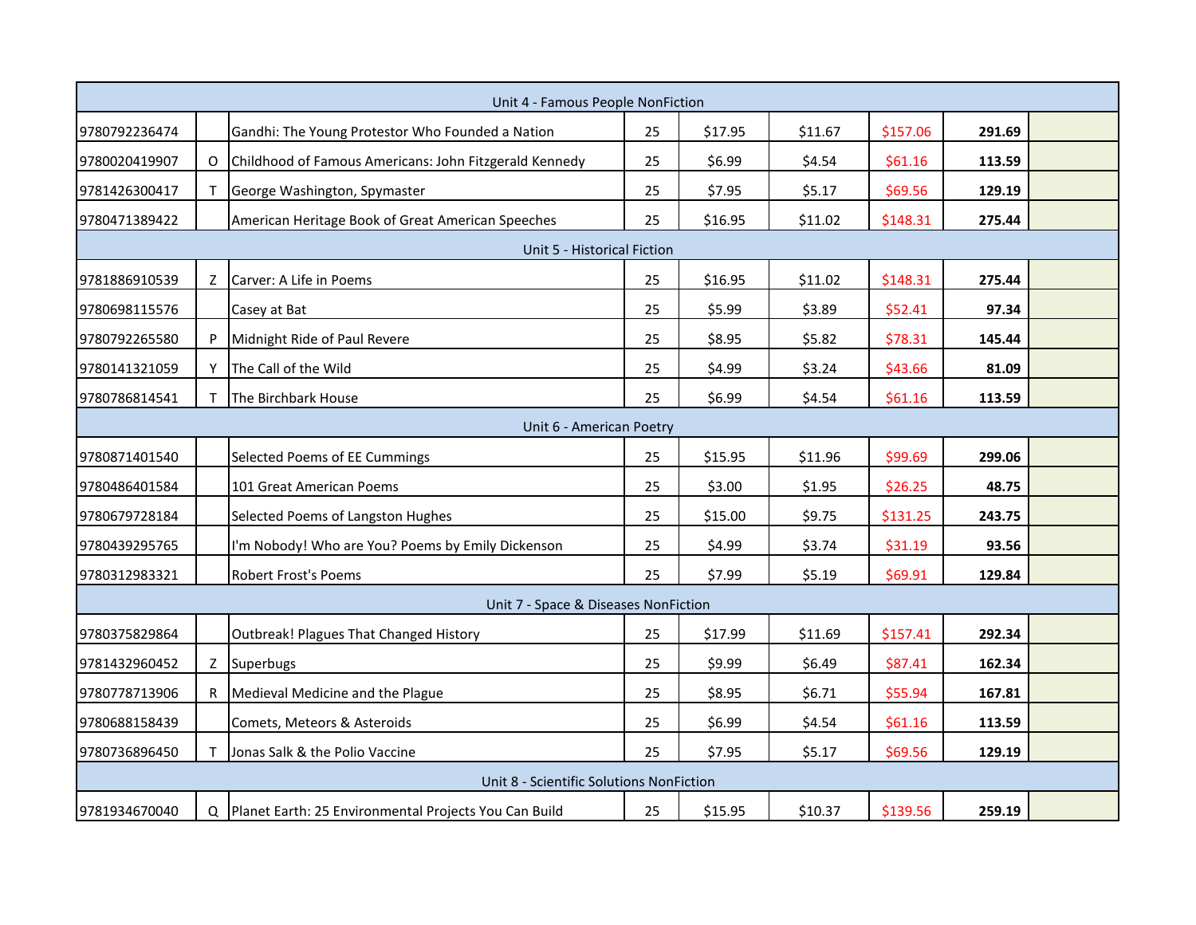| | | | | | | | | |
|---|---|---|---|---|---|---|---|---|
| Unit 4 - Famous People NonFiction | | | | | | | | |
| 9780792236474 | | Gandhi: The Young Protestor Who Founded a Nation | 25 | $17.95 | $11.67 | $157.06 | **291.69** | |
| 9780020419907 | O | Childhood of Famous Americans: John Fitzgerald Kennedy | 25 | $6.99 | $4.54 | $61.16 | **113.59** | |
| 9781426300417 | T | George Washington, Spymaster | 25 | $7.95 | $5.17 | $69.56 | **129.19** | |
| 9780471389422 | | American Heritage Book of Great American Speeches | 25 | $16.95 | $11.02 | $148.31 | **275.44** | |
| Unit 5 - Historical Fiction | | | | | | | | |
| 9781886910539 | Z | Carver: A Life in Poems | 25 | $16.95 | $11.02 | $148.31 | **275.44** | |
| 9780698115576 | | Casey at Bat | 25 | $5.99 | $3.89 | $52.41 | **97.34** | |
| 9780792265580 | P | Midnight Ride of Paul Revere | 25 | $8.95 | $5.82 | $78.31 | **145.44** | |
| 9780141321059 | Y | The Call of the Wild | 25 | $4.99 | $3.24 | $43.66 | **81.09** | |
| 9780786814541 | T | The Birchbark House | 25 | $6.99 | $4.54 | $61.16 | **113.59** | |
| Unit 6 - American Poetry | | | | | | | | |
| 9780871401540 | | Selected Poems of EE Cummings | 25 | $15.95 | $11.96 | $99.69 | **299.06** | |
| 9780486401584 | | 101 Great American Poems | 25 | $3.00 | $1.95 | $26.25 | **48.75** | |
| 9780679728184 | | Selected Poems of Langston Hughes | 25 | $15.00 | $9.75 | $131.25 | **243.75** | |
| 9780439295765 | | I'm Nobody! Who are You? Poems by Emily Dickenson | 25 | $4.99 | $3.74 | $31.19 | **93.56** | |
| 9780312983321 | | Robert Frost's Poems | 25 | $7.99 | $5.19 | $69.91 | **129.84** | |
| Unit 7 - Space & Diseases NonFiction | | | | | | | | |
| 9780375829864 | | Outbreak! Plagues That Changed History | 25 | $17.99 | $11.69 | $157.41 | **292.34** | |
| 9781432960452 | Z | Superbugs | 25 | $9.99 | $6.49 | $87.41 | **162.34** | |
| 9780778713906 | R | Medieval Medicine and the Plague | 25 | $8.95 | $6.71 | $55.94 | **167.81** | |
| 9780688158439 | | Comets, Meteors & Asteroids | 25 | $6.99 | $4.54 | $61.16 | **113.59** | |
| 9780736896450 | T | Jonas Salk & the Polio Vaccine | 25 | $7.95 | $5.17 | $69.56 | **129.19** | |
| Unit 8 - Scientific Solutions NonFiction | | | | | | | | |
| 9781934670040 | Q | Planet Earth: 25 Environmental Projects You Can Build | 25 | $15.95 | $10.37 | $139.56 | **259.19** | |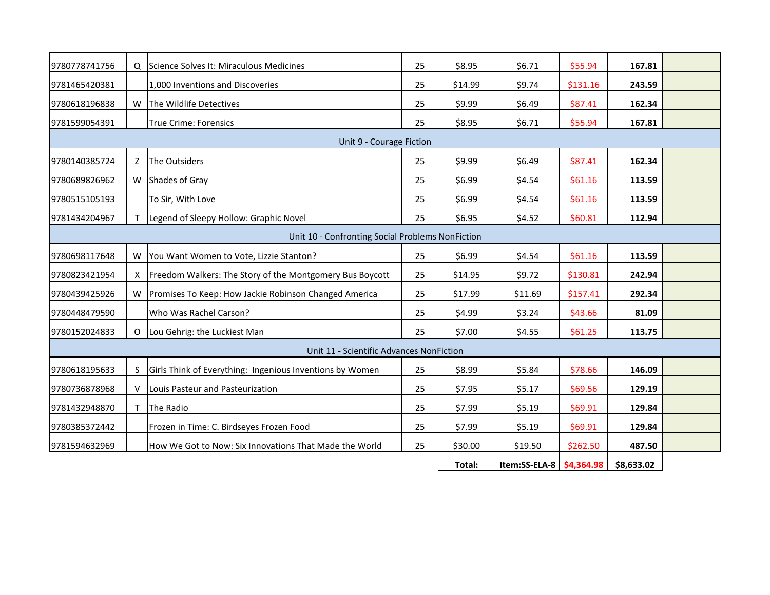| | | | | | | | | |
|---|---|---|---|---|---|---|---|---|
| 9780778741756 | Q | Science Solves It: Miraculous Medicines | 25 | $8.95 | $6.71 | $55.94 | 167.81 | |
| 9781465420381 | | 1,000 Inventions and Discoveries | 25 | $14.99 | $9.74 | $131.16 | 243.59 | |
| 9780618196838 | W | The Wildlife Detectives | 25 | $9.99 | $6.49 | $87.41 | 162.34 | |
| 9781599054391 | | True Crime: Forensics | 25 | $8.95 | $6.71 | $55.94 | 167.81 | |
| Unit 9 - Courage Fiction | | | | | | | | |
| 9780140385724 | Z | The Outsiders | 25 | $9.99 | $6.49 | $87.41 | 162.34 | |
| 9780689826962 | W | Shades of Gray | 25 | $6.99 | $4.54 | $61.16 | 113.59 | |
| 9780515105193 | | To Sir, With Love | 25 | $6.99 | $4.54 | $61.16 | 113.59 | |
| 9781434204967 | T | Legend of Sleepy Hollow: Graphic Novel | 25 | $6.95 | $4.52 | $60.81 | 112.94 | |
| Unit 10 - Confronting Social Problems NonFiction | | | | | | | | |
| 9780698117648 | W | You Want Women to Vote, Lizzie Stanton? | 25 | $6.99 | $4.54 | $61.16 | 113.59 | |
| 9780823421954 | X | Freedom Walkers: The Story of the Montgomery Bus Boycott | 25 | $14.95 | $9.72 | $130.81 | 242.94 | |
| 9780439425926 | W | Promises To Keep: How Jackie Robinson Changed America | 25 | $17.99 | $11.69 | $157.41 | 292.34 | |
| 9780448479590 | | Who Was Rachel Carson? | 25 | $4.99 | $3.24 | $43.66 | 81.09 | |
| 9780152024833 | O | Lou Gehrig: the Luckiest Man | 25 | $7.00 | $4.55 | $61.25 | 113.75 | |
| Unit 11 - Scientific Advances NonFiction | | | | | | | | |
| 9780618195633 | S | Girls Think of Everything: Ingenious Inventions by Women | 25 | $8.99 | $5.84 | $78.66 | 146.09 | |
| 9780736878968 | V | Louis Pasteur and Pasteurization | 25 | $7.95 | $5.17 | $69.56 | 129.19 | |
| 9781432948870 | T | The Radio | 25 | $7.99 | $5.19 | $69.91 | 129.84 | |
| 9780385372442 | | Frozen in Time: C. Birdseyes Frozen Food | 25 | $7.99 | $5.19 | $69.91 | 129.84 | |
| 9781594632969 | | How We Got to Now: Six Innovations That Made the World | 25 | $30.00 | $19.50 | $262.50 | 487.50 | |
| | | | | **Total:** | **Item:SS-ELA-8** | **$4,364.98** | **$8,633.02** | |